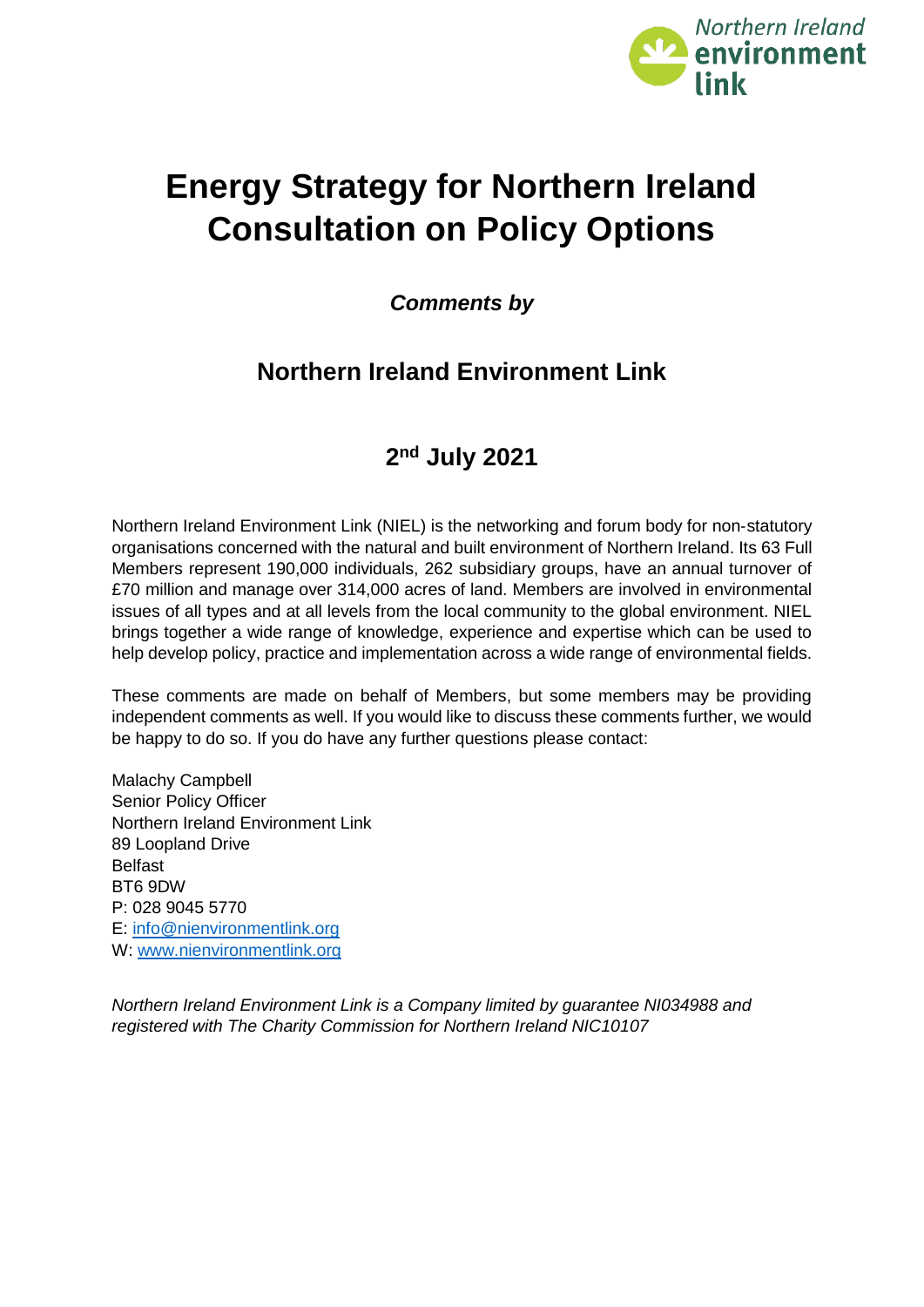Northern Ireland environment link

# Energy Strategy for Northern Ireland Consultation on Policy Options

***Comments by***

## Northern Ireland Environment Link

## 2nd July 2021

Northern Ireland Environment Link (NIEL) is the networking and forum body for non-statutory organisations concerned with the natural and built environment of Northern Ireland. Its 63 Full Members represent 190,000 individuals, 262 subsidiary groups, have an annual turnover of £70 million and manage over 314,000 acres of land. Members are involved in environmental issues of all types and at all levels from the local community to the global environment. NIEL brings together a wide range of knowledge, experience and expertise which can be used to help develop policy, practice and implementation across a wide range of environmental fields.

These comments are made on behalf of Members, but some members may be providing independent comments as well. If you would like to discuss these comments further, we would be happy to do so. If you do have any further questions please contact:

Malachy Campbell
Senior Policy Officer
Northern Ireland Environment Link
89 Loopland Drive
Belfast
BT6 9DW
P: 028 9045 5770
E: info@nienvironmentlink.org
W: www.nienvironmentlink.org

*Northern Ireland Environment Link is a Company limited by guarantee NI034988 and registered with The Charity Commission for Northern Ireland NIC10107*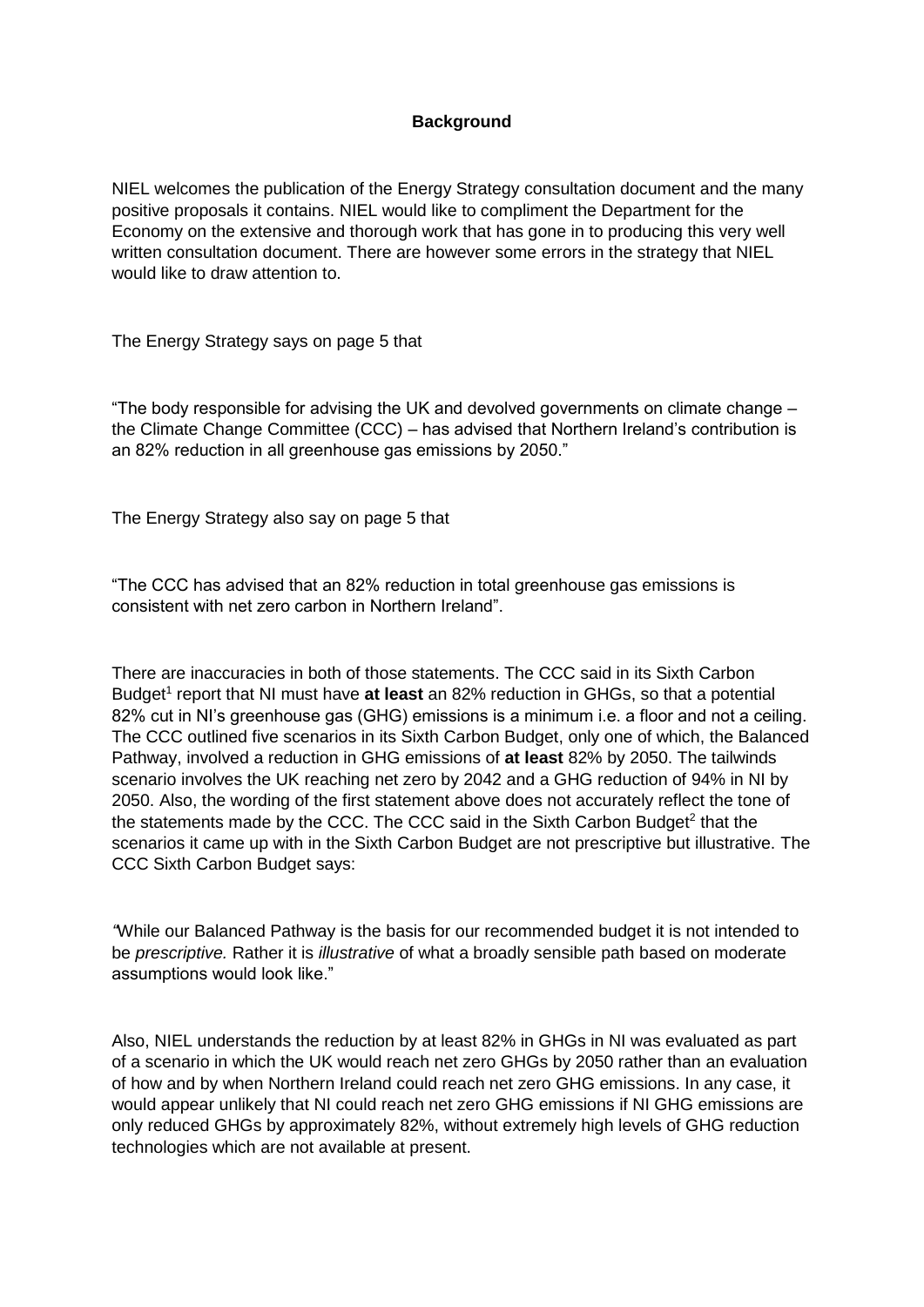## Background

NIEL welcomes the publication of the Energy Strategy consultation document and the many positive proposals it contains. NIEL would like to compliment the Department for the Economy on the extensive and thorough work that has gone in to producing this very well written consultation document. There are however some errors in the strategy that NIEL would like to draw attention to.

The Energy Strategy says on page 5 that

"The body responsible for advising the UK and devolved governments on climate change – the Climate Change Committee (CCC) – has advised that Northern Ireland's contribution is an 82% reduction in all greenhouse gas emissions by 2050."

The Energy Strategy also say on page 5 that

"The CCC has advised that an 82% reduction in total greenhouse gas emissions is consistent with net zero carbon in Northern Ireland".

There are inaccuracies in both of those statements. The CCC said in its Sixth Carbon Budget[1] report that NI must have **at least** an 82% reduction in GHGs, so that a potential 82% cut in NI's greenhouse gas (GHG) emissions is a minimum i.e. a floor and not a ceiling. The CCC outlined five scenarios in its Sixth Carbon Budget, only one of which, the Balanced Pathway, involved a reduction in GHG emissions of **at least** 82% by 2050. The tailwinds scenario involves the UK reaching net zero by 2042 and a GHG reduction of 94% in NI by 2050. Also, the wording of the first statement above does not accurately reflect the tone of the statements made by the CCC. The CCC said in the Sixth Carbon Budget[2] that the scenarios it came up with in the Sixth Carbon Budget are not prescriptive but illustrative. The CCC Sixth Carbon Budget says:

*"*While our Balanced Pathway is the basis for our recommended budget it is not intended to be *prescriptive.* Rather it is *illustrative* of what a broadly sensible path based on moderate assumptions would look like."

Also, NIEL understands the reduction by at least 82% in GHGs in NI was evaluated as part of a scenario in which the UK would reach net zero GHGs by 2050 rather than an evaluation of how and by when Northern Ireland could reach net zero GHG emissions. In any case, it would appear unlikely that NI could reach net zero GHG emissions if NI GHG emissions are only reduced GHGs by approximately 82%, without extremely high levels of GHG reduction technologies which are not available at present.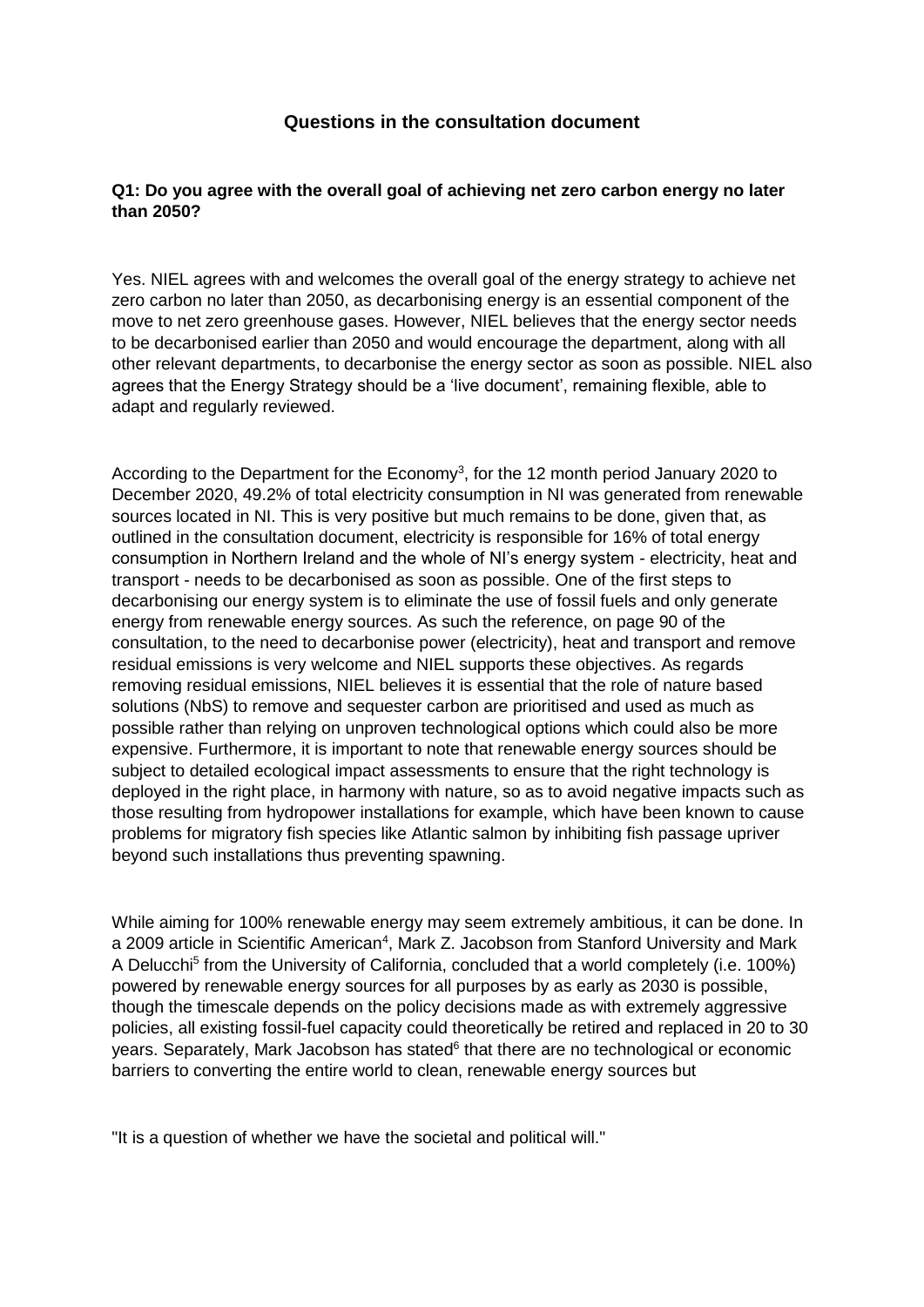## Questions in the consultation document

**Q1: Do you agree with the overall goal of achieving net zero carbon energy no later than 2050?**

Yes. NIEL agrees with and welcomes the overall goal of the energy strategy to achieve net zero carbon no later than 2050, as decarbonising energy is an essential component of the move to net zero greenhouse gases. However, NIEL believes that the energy sector needs to be decarbonised earlier than 2050 and would encourage the department, along with all other relevant departments, to decarbonise the energy sector as soon as possible. NIEL also agrees that the Energy Strategy should be a 'live document', remaining flexible, able to adapt and regularly reviewed.

According to the Department for the Economy[3], for the 12 month period January 2020 to December 2020, 49.2% of total electricity consumption in NI was generated from renewable sources located in NI. This is very positive but much remains to be done, given that, as outlined in the consultation document, electricity is responsible for 16% of total energy consumption in Northern Ireland and the whole of NI's energy system - electricity, heat and transport - needs to be decarbonised as soon as possible. One of the first steps to decarbonising our energy system is to eliminate the use of fossil fuels and only generate energy from renewable energy sources. As such the reference, on page 90 of the consultation, to the need to decarbonise power (electricity), heat and transport and remove residual emissions is very welcome and NIEL supports these objectives. As regards removing residual emissions, NIEL believes it is essential that the role of nature based solutions (NbS) to remove and sequester carbon are prioritised and used as much as possible rather than relying on unproven technological options which could also be more expensive. Furthermore, it is important to note that renewable energy sources should be subject to detailed ecological impact assessments to ensure that the right technology is deployed in the right place, in harmony with nature, so as to avoid negative impacts such as those resulting from hydropower installations for example, which have been known to cause problems for migratory fish species like Atlantic salmon by inhibiting fish passage upriver beyond such installations thus preventing spawning.

While aiming for 100% renewable energy may seem extremely ambitious, it can be done. In a 2009 article in Scientific American[4], Mark Z. Jacobson from Stanford University and Mark A Delucchi[5] from the University of California, concluded that a world completely (i.e. 100%) powered by renewable energy sources for all purposes by as early as 2030 is possible, though the timescale depends on the policy decisions made as with extremely aggressive policies, all existing fossil-fuel capacity could theoretically be retired and replaced in 20 to 30 years. Separately, Mark Jacobson has stated[6] that there are no technological or economic barriers to converting the entire world to clean, renewable energy sources but

"It is a question of whether we have the societal and political will."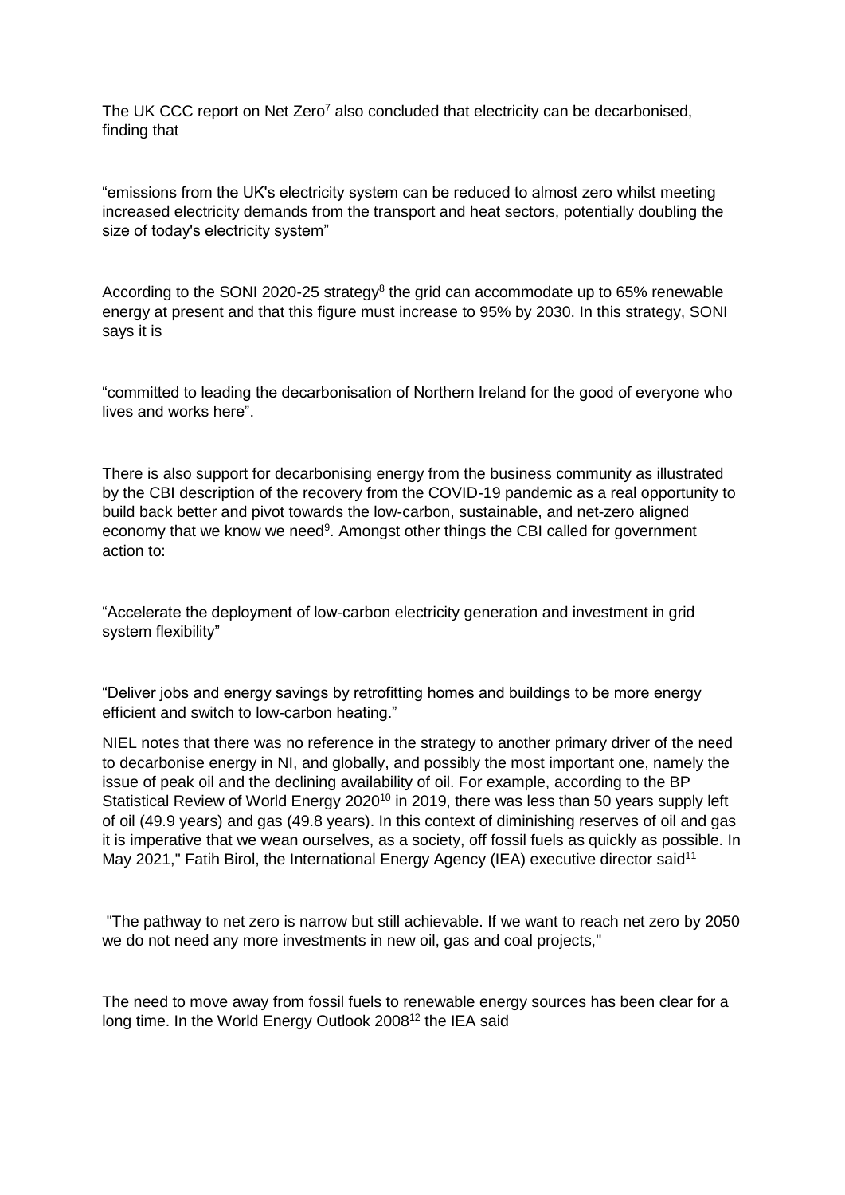The UK CCC report on Net Zero[7] also concluded that electricity can be decarbonised, finding that

"emissions from the UK's electricity system can be reduced to almost zero whilst meeting increased electricity demands from the transport and heat sectors, potentially doubling the size of today's electricity system"

According to the SONI 2020-25 strategy[8] the grid can accommodate up to 65% renewable energy at present and that this figure must increase to 95% by 2030. In this strategy, SONI says it is

"committed to leading the decarbonisation of Northern Ireland for the good of everyone who lives and works here".

There is also support for decarbonising energy from the business community as illustrated by the CBI description of the recovery from the COVID-19 pandemic as a real opportunity to build back better and pivot towards the low-carbon, sustainable, and net-zero aligned economy that we know we need[9]. Amongst other things the CBI called for government action to:

"Accelerate the deployment of low-carbon electricity generation and investment in grid system flexibility"

"Deliver jobs and energy savings by retrofitting homes and buildings to be more energy efficient and switch to low-carbon heating."

NIEL notes that there was no reference in the strategy to another primary driver of the need to decarbonise energy in NI, and globally, and possibly the most important one, namely the issue of peak oil and the declining availability of oil. For example, according to the BP Statistical Review of World Energy 2020[10] in 2019, there was less than 50 years supply left of oil (49.9 years) and gas (49.8 years). In this context of diminishing reserves of oil and gas it is imperative that we wean ourselves, as a society, off fossil fuels as quickly as possible. In May 2021," Fatih Birol, the International Energy Agency (IEA) executive director said[11]

"The pathway to net zero is narrow but still achievable. If we want to reach net zero by 2050 we do not need any more investments in new oil, gas and coal projects,"

The need to move away from fossil fuels to renewable energy sources has been clear for a long time. In the World Energy Outlook 2008[12] the IEA said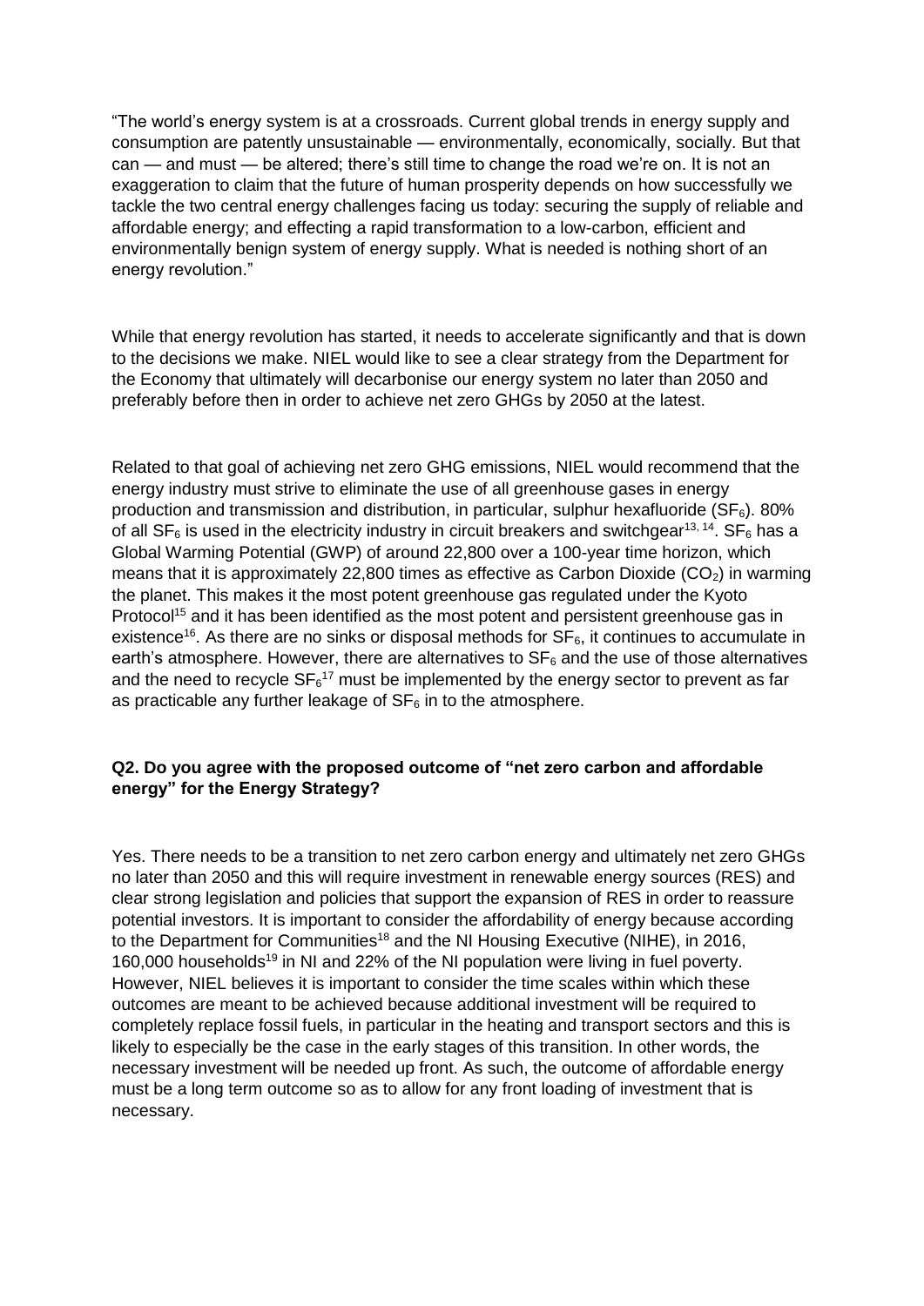"The world's energy system is at a crossroads. Current global trends in energy supply and consumption are patently unsustainable — environmentally, economically, socially. But that can — and must — be altered; there's still time to change the road we're on. It is not an exaggeration to claim that the future of human prosperity depends on how successfully we tackle the two central energy challenges facing us today: securing the supply of reliable and affordable energy; and effecting a rapid transformation to a low-carbon, efficient and environmentally benign system of energy supply. What is needed is nothing short of an energy revolution."

While that energy revolution has started, it needs to accelerate significantly and that is down to the decisions we make. NIEL would like to see a clear strategy from the Department for the Economy that ultimately will decarbonise our energy system no later than 2050 and preferably before then in order to achieve net zero GHGs by 2050 at the latest.

Related to that goal of achieving net zero GHG emissions, NIEL would recommend that the energy industry must strive to eliminate the use of all greenhouse gases in energy production and transmission and distribution, in particular, sulphur hexafluoride ($SF_6$). 80% of all $SF_6$ is used in the electricity industry in circuit breakers and switchgear[13, 14]. $SF_6$ has a Global Warming Potential (GWP) of around 22,800 over a 100-year time horizon, which means that it is approximately 22,800 times as effective as Carbon Dioxide ($CO_2$) in warming the planet. This makes it the most potent greenhouse gas regulated under the Kyoto Protocol[15] and it has been identified as the most potent and persistent greenhouse gas in existence[16]. As there are no sinks or disposal methods for $SF_6$, it continues to accumulate in earth's atmosphere. However, there are alternatives to $SF_6$ and the use of those alternatives and the need to recycle $SF_6$[17] must be implemented by the energy sector to prevent as far as practicable any further leakage of $SF_6$ in to the atmosphere.

**Q2. Do you agree with the proposed outcome of "net zero carbon and affordable energy" for the Energy Strategy?**

Yes. There needs to be a transition to net zero carbon energy and ultimately net zero GHGs no later than 2050 and this will require investment in renewable energy sources (RES) and clear strong legislation and policies that support the expansion of RES in order to reassure potential investors. It is important to consider the affordability of energy because according to the Department for Communities[18] and the NI Housing Executive (NIHE), in 2016, 160,000 households[19] in NI and 22% of the NI population were living in fuel poverty. However, NIEL believes it is important to consider the time scales within which these outcomes are meant to be achieved because additional investment will be required to completely replace fossil fuels, in particular in the heating and transport sectors and this is likely to especially be the case in the early stages of this transition. In other words, the necessary investment will be needed up front. As such, the outcome of affordable energy must be a long term outcome so as to allow for any front loading of investment that is necessary.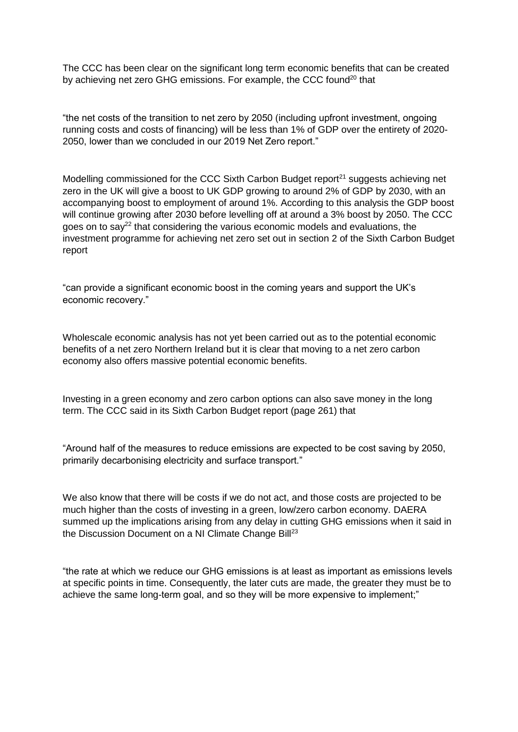The CCC has been clear on the significant long term economic benefits that can be created by achieving net zero GHG emissions. For example, the CCC found[20] that

"the net costs of the transition to net zero by 2050 (including upfront investment, ongoing running costs and costs of financing) will be less than 1% of GDP over the entirety of 2020-2050, lower than we concluded in our 2019 Net Zero report."

Modelling commissioned for the CCC Sixth Carbon Budget report[21] suggests achieving net zero in the UK will give a boost to UK GDP growing to around 2% of GDP by 2030, with an accompanying boost to employment of around 1%. According to this analysis the GDP boost will continue growing after 2030 before levelling off at around a 3% boost by 2050. The CCC goes on to say[22] that considering the various economic models and evaluations, the investment programme for achieving net zero set out in section 2 of the Sixth Carbon Budget report

"can provide a significant economic boost in the coming years and support the UK's economic recovery."

Wholescale economic analysis has not yet been carried out as to the potential economic benefits of a net zero Northern Ireland but it is clear that moving to a net zero carbon economy also offers massive potential economic benefits.

Investing in a green economy and zero carbon options can also save money in the long term. The CCC said in its Sixth Carbon Budget report (page 261) that

"Around half of the measures to reduce emissions are expected to be cost saving by 2050, primarily decarbonising electricity and surface transport."

We also know that there will be costs if we do not act, and those costs are projected to be much higher than the costs of investing in a green, low/zero carbon economy. DAERA summed up the implications arising from any delay in cutting GHG emissions when it said in the Discussion Document on a NI Climate Change Bill[23]

"the rate at which we reduce our GHG emissions is at least as important as emissions levels at specific points in time. Consequently, the later cuts are made, the greater they must be to achieve the same long-term goal, and so they will be more expensive to implement;"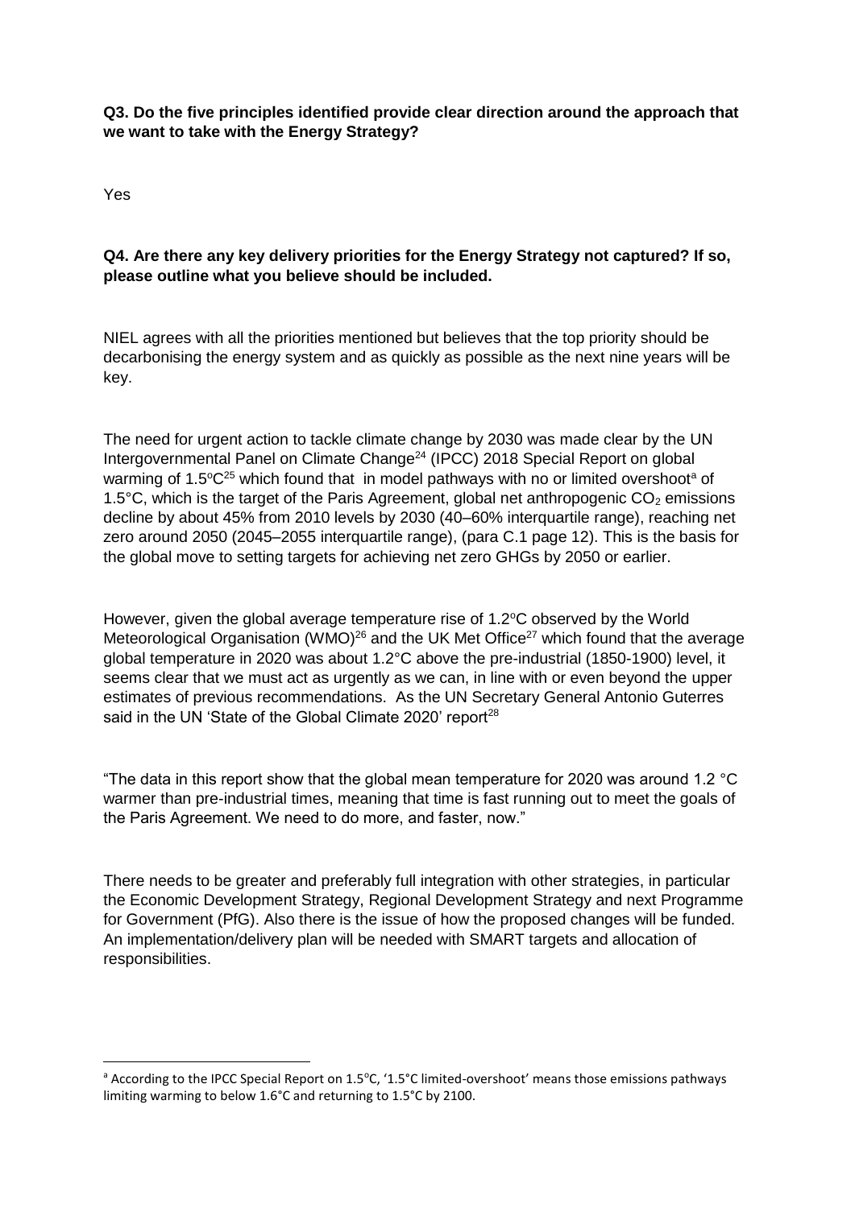**Q3. Do the five principles identified provide clear direction around the approach that we want to take with the Energy Strategy?**

Yes

**Q4. Are there any key delivery priorities for the Energy Strategy not captured? If so, please outline what you believe should be included.**

NIEL agrees with all the priorities mentioned but believes that the top priority should be decarbonising the energy system and as quickly as possible as the next nine years will be key.

The need for urgent action to tackle climate change by 2030 was made clear by the UN Intergovernmental Panel on Climate Change[24] (IPCC) 2018 Special Report on global warming of 1.5°C[25] which found that in model pathways with no or limited overshoot[a] of 1.5°C, which is the target of the Paris Agreement, global net anthropogenic $CO_2$ emissions decline by about 45% from 2010 levels by 2030 (40–60% interquartile range), reaching net zero around 2050 (2045–2055 interquartile range), (para C.1 page 12). This is the basis for the global move to setting targets for achieving net zero GHGs by 2050 or earlier.

However, given the global average temperature rise of 1.2°C observed by the World Meteorological Organisation (WMO)[26] and the UK Met Office[27] which found that the average global temperature in 2020 was about 1.2°C above the pre-industrial (1850-1900) level, it seems clear that we must act as urgently as we can, in line with or even beyond the upper estimates of previous recommendations. As the UN Secretary General Antonio Guterres said in the UN 'State of the Global Climate 2020' report[28]

"The data in this report show that the global mean temperature for 2020 was around 1.2 °C warmer than pre-industrial times, meaning that time is fast running out to meet the goals of the Paris Agreement. We need to do more, and faster, now."

There needs to be greater and preferably full integration with other strategies, in particular the Economic Development Strategy, Regional Development Strategy and next Programme for Government (PfG). Also there is the issue of how the proposed changes will be funded. An implementation/delivery plan will be needed with SMART targets and allocation of responsibilities.

---

[a] According to the IPCC Special Report on 1.5°C, '1.5°C limited-overshoot' means those emissions pathways limiting warming to below 1.6°C and returning to 1.5°C by 2100.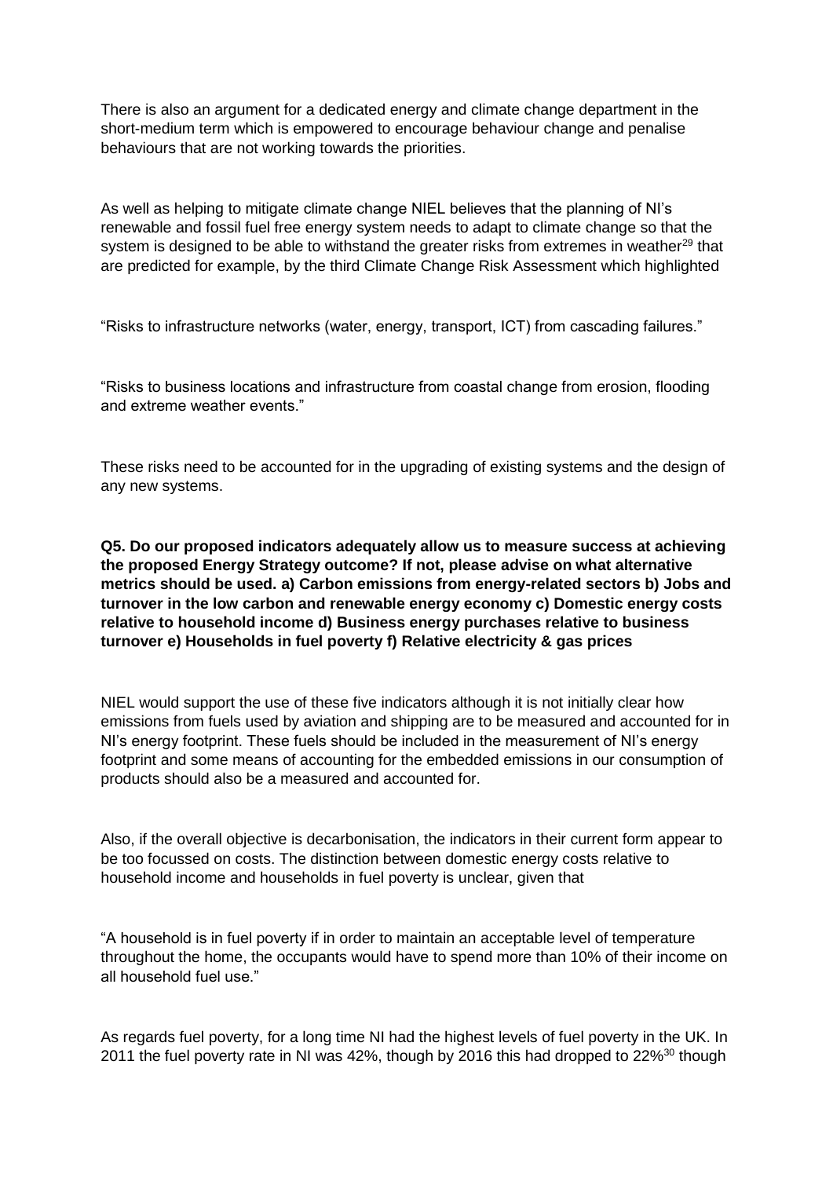There is also an argument for a dedicated energy and climate change department in the short-medium term which is empowered to encourage behaviour change and penalise behaviours that are not working towards the priorities.

As well as helping to mitigate climate change NIEL believes that the planning of NI's renewable and fossil fuel free energy system needs to adapt to climate change so that the system is designed to be able to withstand the greater risks from extremes in weather[29] that are predicted for example, by the third Climate Change Risk Assessment which highlighted

"Risks to infrastructure networks (water, energy, transport, ICT) from cascading failures."

"Risks to business locations and infrastructure from coastal change from erosion, flooding and extreme weather events."

These risks need to be accounted for in the upgrading of existing systems and the design of any new systems.

**Q5. Do our proposed indicators adequately allow us to measure success at achieving the proposed Energy Strategy outcome? If not, please advise on what alternative metrics should be used. a) Carbon emissions from energy-related sectors b) Jobs and turnover in the low carbon and renewable energy economy c) Domestic energy costs relative to household income d) Business energy purchases relative to business turnover e) Households in fuel poverty f) Relative electricity & gas prices**

NIEL would support the use of these five indicators although it is not initially clear how emissions from fuels used by aviation and shipping are to be measured and accounted for in NI's energy footprint. These fuels should be included in the measurement of NI's energy footprint and some means of accounting for the embedded emissions in our consumption of products should also be a measured and accounted for.

Also, if the overall objective is decarbonisation, the indicators in their current form appear to be too focussed on costs. The distinction between domestic energy costs relative to household income and households in fuel poverty is unclear, given that

"A household is in fuel poverty if in order to maintain an acceptable level of temperature throughout the home, the occupants would have to spend more than 10% of their income on all household fuel use."

As regards fuel poverty, for a long time NI had the highest levels of fuel poverty in the UK. In 2011 the fuel poverty rate in NI was 42%, though by 2016 this had dropped to 22%[30] though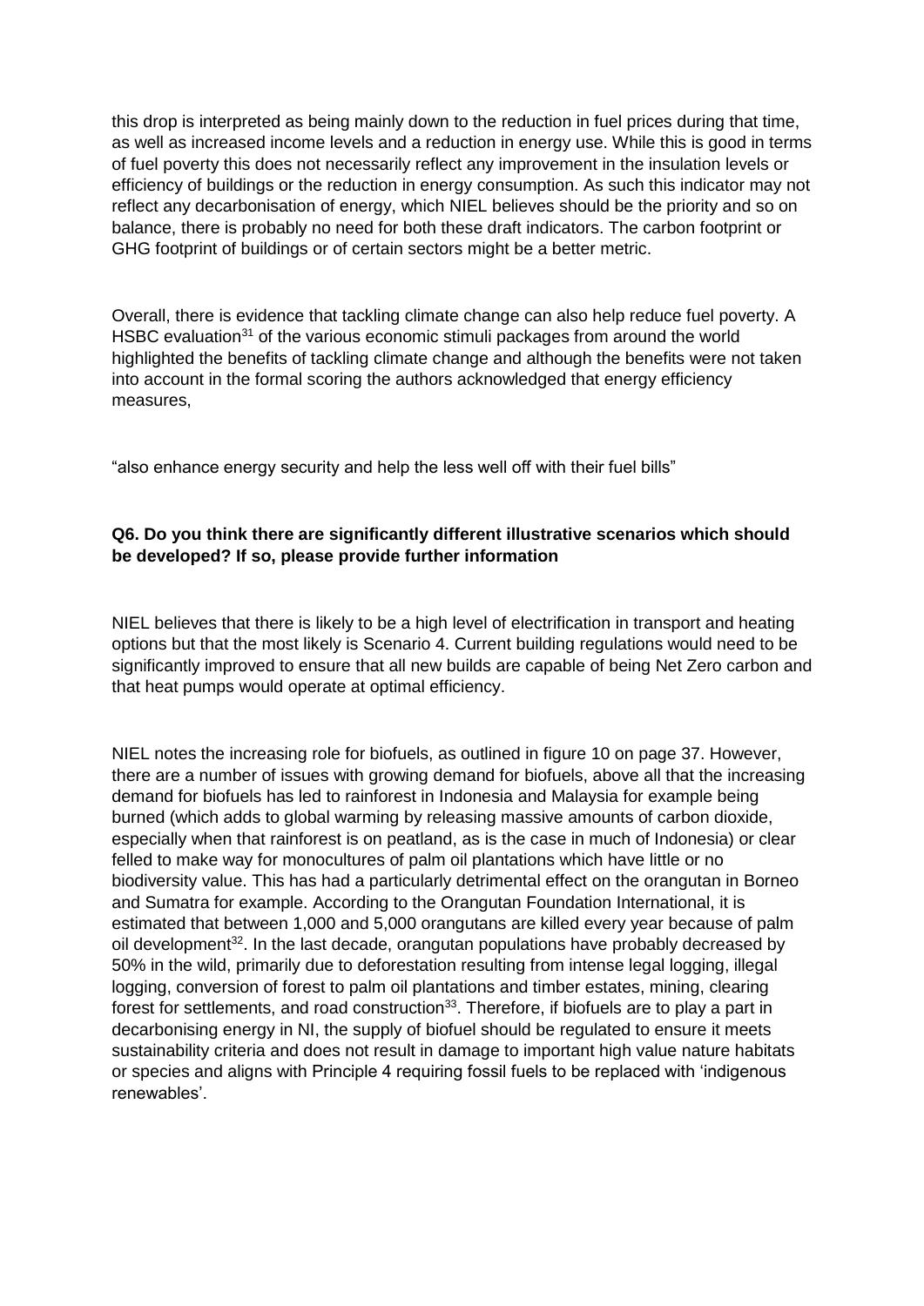this drop is interpreted as being mainly down to the reduction in fuel prices during that time, as well as increased income levels and a reduction in energy use. While this is good in terms of fuel poverty this does not necessarily reflect any improvement in the insulation levels or efficiency of buildings or the reduction in energy consumption. As such this indicator may not reflect any decarbonisation of energy, which NIEL believes should be the priority and so on balance, there is probably no need for both these draft indicators. The carbon footprint or GHG footprint of buildings or of certain sectors might be a better metric.

Overall, there is evidence that tackling climate change can also help reduce fuel poverty. A HSBC evaluation[31] of the various economic stimuli packages from around the world highlighted the benefits of tackling climate change and although the benefits were not taken into account in the formal scoring the authors acknowledged that energy efficiency measures,

"also enhance energy security and help the less well off with their fuel bills"

**Q6. Do you think there are significantly different illustrative scenarios which should be developed? If so, please provide further information**

NIEL believes that there is likely to be a high level of electrification in transport and heating options but that the most likely is Scenario 4. Current building regulations would need to be significantly improved to ensure that all new builds are capable of being Net Zero carbon and that heat pumps would operate at optimal efficiency.

NIEL notes the increasing role for biofuels, as outlined in figure 10 on page 37. However, there are a number of issues with growing demand for biofuels, above all that the increasing demand for biofuels has led to rainforest in Indonesia and Malaysia for example being burned (which adds to global warming by releasing massive amounts of carbon dioxide, especially when that rainforest is on peatland, as is the case in much of Indonesia) or clear felled to make way for monocultures of palm oil plantations which have little or no biodiversity value. This has had a particularly detrimental effect on the orangutan in Borneo and Sumatra for example. According to the Orangutan Foundation International, it is estimated that between 1,000 and 5,000 orangutans are killed every year because of palm oil development[32]. In the last decade, orangutan populations have probably decreased by 50% in the wild, primarily due to deforestation resulting from intense legal logging, illegal logging, conversion of forest to palm oil plantations and timber estates, mining, clearing forest for settlements, and road construction[33]. Therefore, if biofuels are to play a part in decarbonising energy in NI, the supply of biofuel should be regulated to ensure it meets sustainability criteria and does not result in damage to important high value nature habitats or species and aligns with Principle 4 requiring fossil fuels to be replaced with 'indigenous renewables'.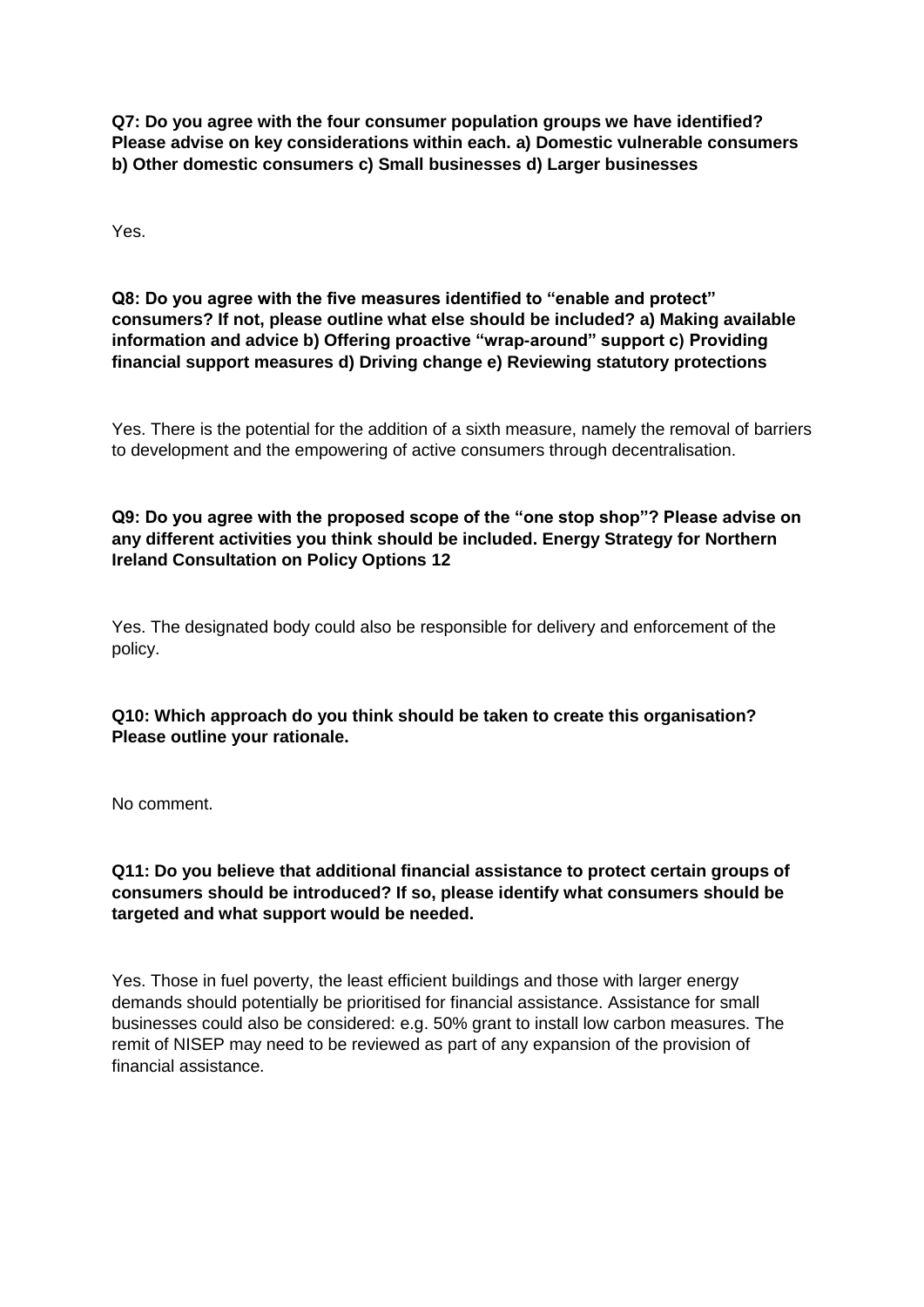**Q7: Do you agree with the four consumer population groups we have identified? Please advise on key considerations within each. a) Domestic vulnerable consumers b) Other domestic consumers c) Small businesses d) Larger businesses**

Yes.

**Q8: Do you agree with the five measures identified to "enable and protect" consumers? If not, please outline what else should be included? a) Making available information and advice b) Offering proactive "wrap-around" support c) Providing financial support measures d) Driving change e) Reviewing statutory protections**

Yes. There is the potential for the addition of a sixth measure, namely the removal of barriers to development and the empowering of active consumers through decentralisation.

**Q9: Do you agree with the proposed scope of the "one stop shop"? Please advise on any different activities you think should be included. Energy Strategy for Northern Ireland Consultation on Policy Options 12**

Yes. The designated body could also be responsible for delivery and enforcement of the policy.

**Q10: Which approach do you think should be taken to create this organisation? Please outline your rationale.**

No comment.

**Q11: Do you believe that additional financial assistance to protect certain groups of consumers should be introduced? If so, please identify what consumers should be targeted and what support would be needed.**

Yes. Those in fuel poverty, the least efficient buildings and those with larger energy demands should potentially be prioritised for financial assistance. Assistance for small businesses could also be considered: e.g. 50% grant to install low carbon measures. The remit of NISEP may need to be reviewed as part of any expansion of the provision of financial assistance.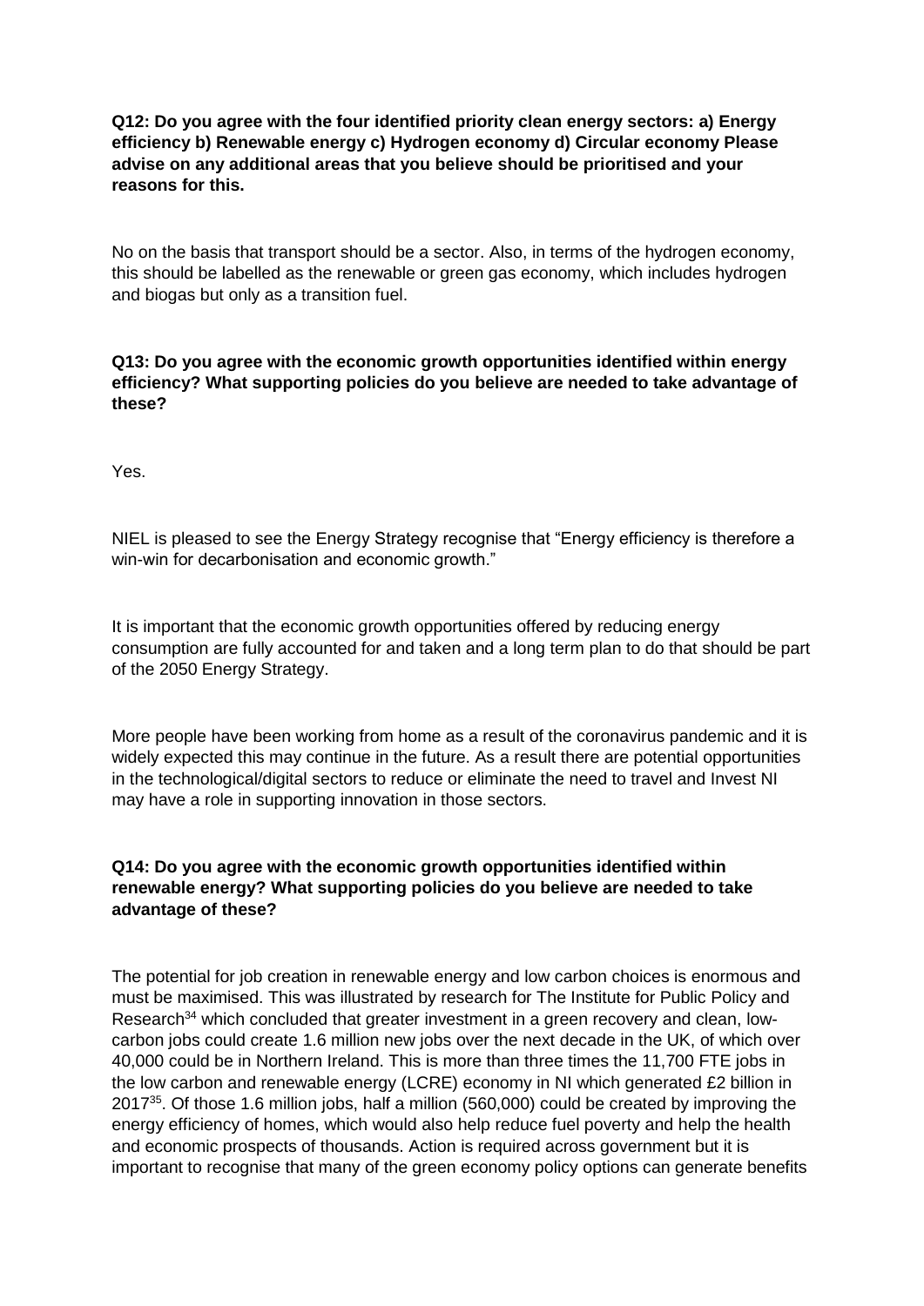**Q12: Do you agree with the four identified priority clean energy sectors: a) Energy efficiency b) Renewable energy c) Hydrogen economy d) Circular economy Please advise on any additional areas that you believe should be prioritised and your reasons for this.**

No on the basis that transport should be a sector. Also, in terms of the hydrogen economy, this should be labelled as the renewable or green gas economy, which includes hydrogen and biogas but only as a transition fuel.

**Q13: Do you agree with the economic growth opportunities identified within energy efficiency? What supporting policies do you believe are needed to take advantage of these?**

Yes.

NIEL is pleased to see the Energy Strategy recognise that "Energy efficiency is therefore a win-win for decarbonisation and economic growth."

It is important that the economic growth opportunities offered by reducing energy consumption are fully accounted for and taken and a long term plan to do that should be part of the 2050 Energy Strategy.

More people have been working from home as a result of the coronavirus pandemic and it is widely expected this may continue in the future. As a result there are potential opportunities in the technological/digital sectors to reduce or eliminate the need to travel and Invest NI may have a role in supporting innovation in those sectors.

**Q14: Do you agree with the economic growth opportunities identified within renewable energy? What supporting policies do you believe are needed to take advantage of these?**

The potential for job creation in renewable energy and low carbon choices is enormous and must be maximised. This was illustrated by research for The Institute for Public Policy and Research[34] which concluded that greater investment in a green recovery and clean, low-carbon jobs could create 1.6 million new jobs over the next decade in the UK, of which over 40,000 could be in Northern Ireland. This is more than three times the 11,700 FTE jobs in the low carbon and renewable energy (LCRE) economy in NI which generated £2 billion in 2017[35]. Of those 1.6 million jobs, half a million (560,000) could be created by improving the energy efficiency of homes, which would also help reduce fuel poverty and help the health and economic prospects of thousands. Action is required across government but it is important to recognise that many of the green economy policy options can generate benefits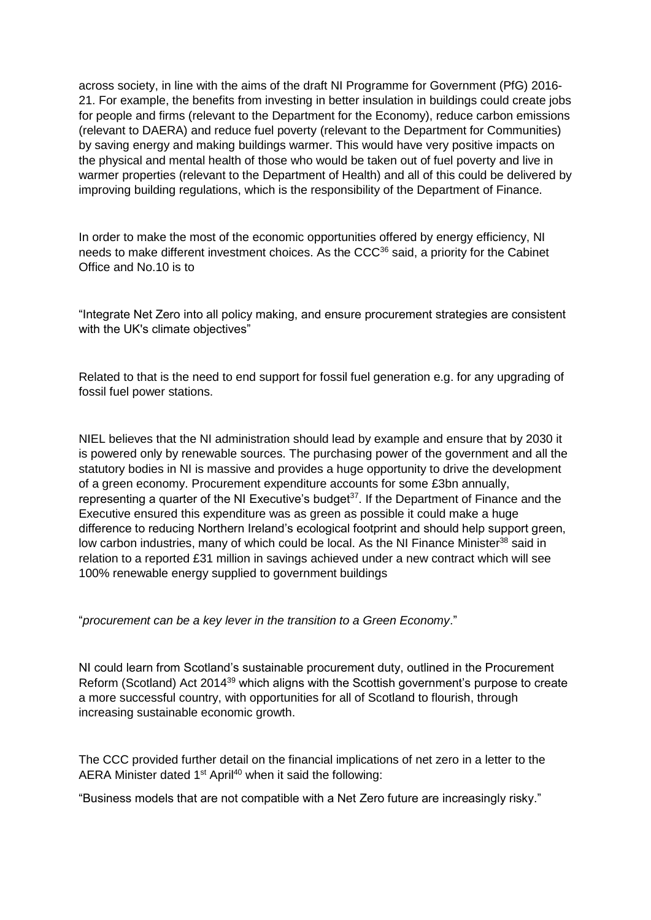across society, in line with the aims of the draft NI Programme for Government (PfG) 2016-21. For example, the benefits from investing in better insulation in buildings could create jobs for people and firms (relevant to the Department for the Economy), reduce carbon emissions (relevant to DAERA) and reduce fuel poverty (relevant to the Department for Communities) by saving energy and making buildings warmer. This would have very positive impacts on the physical and mental health of those who would be taken out of fuel poverty and live in warmer properties (relevant to the Department of Health) and all of this could be delivered by improving building regulations, which is the responsibility of the Department of Finance.

In order to make the most of the economic opportunities offered by energy efficiency, NI needs to make different investment choices. As the CCC[36] said, a priority for the Cabinet Office and No.10 is to

"Integrate Net Zero into all policy making, and ensure procurement strategies are consistent with the UK's climate objectives"

Related to that is the need to end support for fossil fuel generation e.g. for any upgrading of fossil fuel power stations.

NIEL believes that the NI administration should lead by example and ensure that by 2030 it is powered only by renewable sources. The purchasing power of the government and all the statutory bodies in NI is massive and provides a huge opportunity to drive the development of a green economy. Procurement expenditure accounts for some £3bn annually, representing a quarter of the NI Executive's budget[37]. If the Department of Finance and the Executive ensured this expenditure was as green as possible it could make a huge difference to reducing Northern Ireland's ecological footprint and should help support green, low carbon industries, many of which could be local. As the NI Finance Minister[38] said in relation to a reported £31 million in savings achieved under a new contract which will see 100% renewable energy supplied to government buildings

"*procurement can be a key lever in the transition to a Green Economy*."

NI could learn from Scotland's sustainable procurement duty, outlined in the Procurement Reform (Scotland) Act 2014[39] which aligns with the Scottish government's purpose to create a more successful country, with opportunities for all of Scotland to flourish, through increasing sustainable economic growth.

The CCC provided further detail on the financial implications of net zero in a letter to the AERA Minister dated 1st April[40] when it said the following:

"Business models that are not compatible with a Net Zero future are increasingly risky."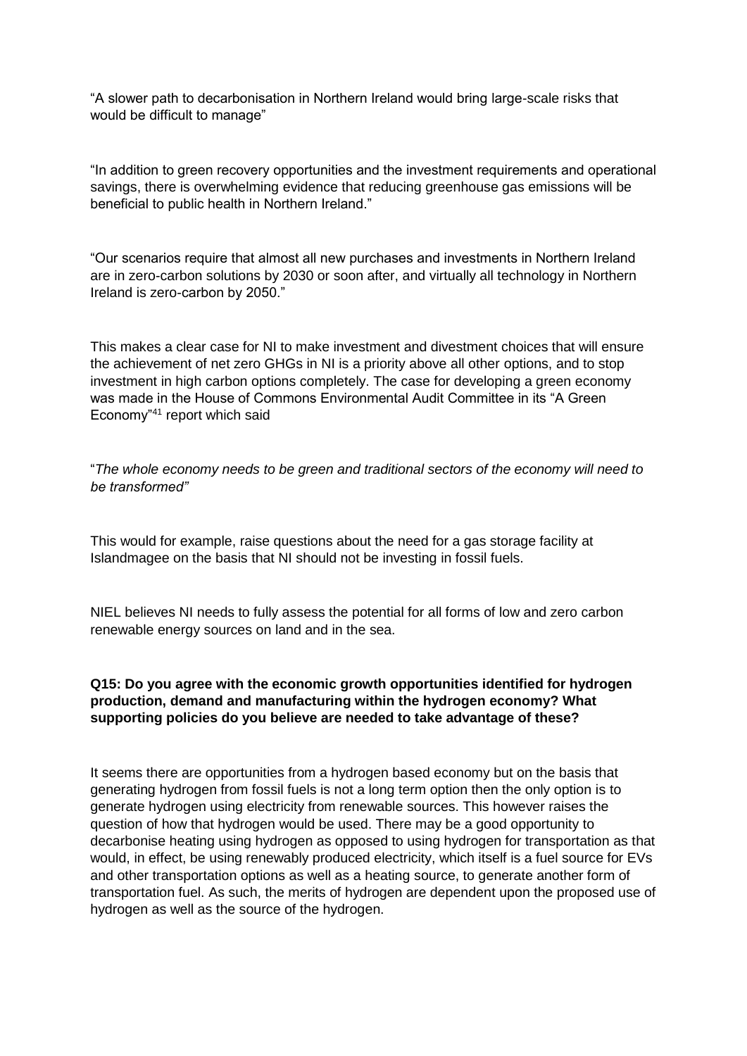"A slower path to decarbonisation in Northern Ireland would bring large-scale risks that would be difficult to manage"

"In addition to green recovery opportunities and the investment requirements and operational savings, there is overwhelming evidence that reducing greenhouse gas emissions will be beneficial to public health in Northern Ireland."

"Our scenarios require that almost all new purchases and investments in Northern Ireland are in zero-carbon solutions by 2030 or soon after, and virtually all technology in Northern Ireland is zero-carbon by 2050."

This makes a clear case for NI to make investment and divestment choices that will ensure the achievement of net zero GHGs in NI is a priority above all other options, and to stop investment in high carbon options completely. The case for developing a green economy was made in the House of Commons Environmental Audit Committee in its "A Green Economy"[41] report which said

"*The whole economy needs to be green and traditional sectors of the economy will need to be transformed"*

This would for example, raise questions about the need for a gas storage facility at Islandmagee on the basis that NI should not be investing in fossil fuels.

NIEL believes NI needs to fully assess the potential for all forms of low and zero carbon renewable energy sources on land and in the sea.

**Q15: Do you agree with the economic growth opportunities identified for hydrogen production, demand and manufacturing within the hydrogen economy? What supporting policies do you believe are needed to take advantage of these?**

It seems there are opportunities from a hydrogen based economy but on the basis that generating hydrogen from fossil fuels is not a long term option then the only option is to generate hydrogen using electricity from renewable sources. This however raises the question of how that hydrogen would be used. There may be a good opportunity to decarbonise heating using hydrogen as opposed to using hydrogen for transportation as that would, in effect, be using renewably produced electricity, which itself is a fuel source for EVs and other transportation options as well as a heating source, to generate another form of transportation fuel. As such, the merits of hydrogen are dependent upon the proposed use of hydrogen as well as the source of the hydrogen.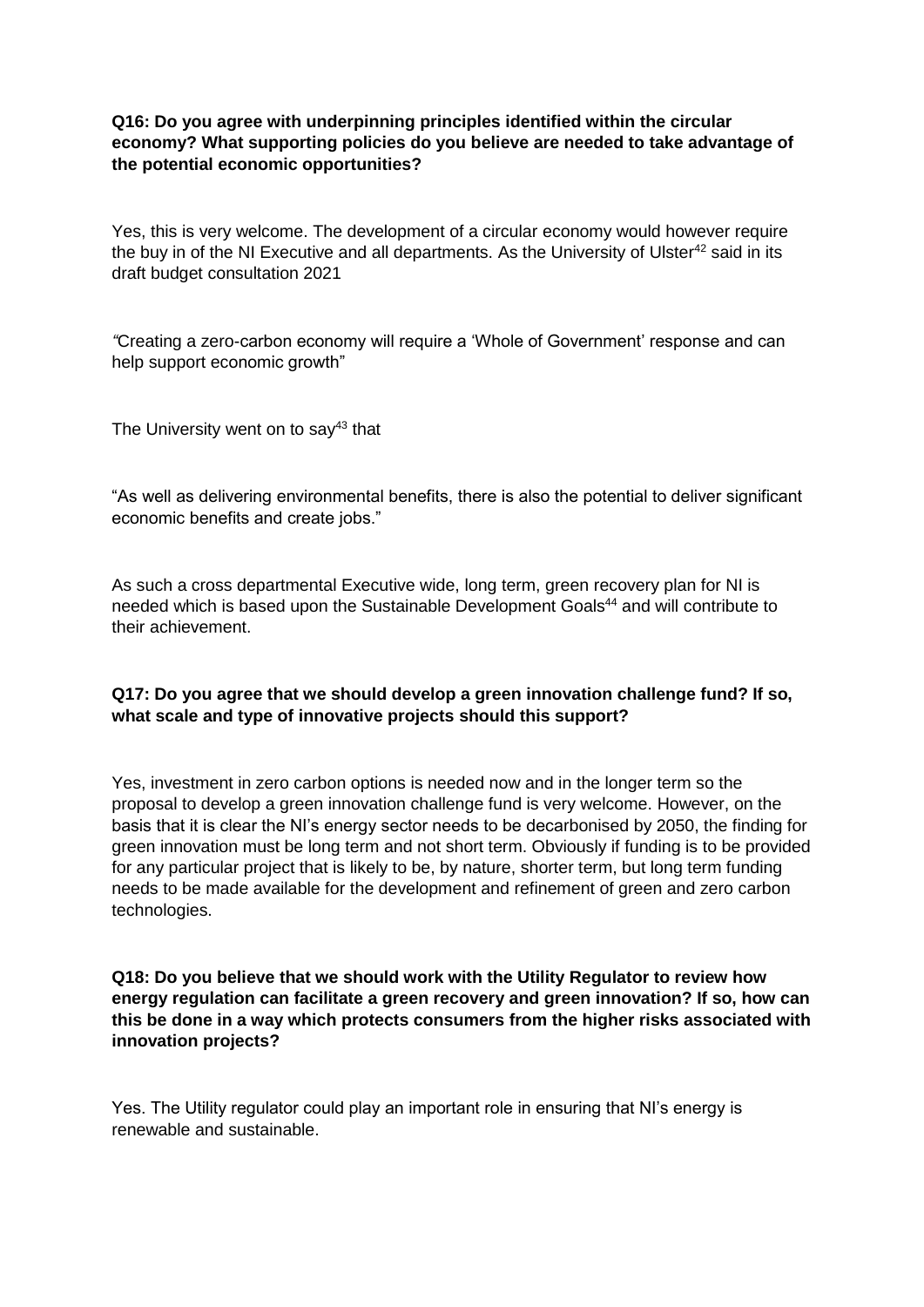**Q16: Do you agree with underpinning principles identified within the circular economy? What supporting policies do you believe are needed to take advantage of the potential economic opportunities?**

Yes, this is very welcome. The development of a circular economy would however require the buy in of the NI Executive and all departments. As the University of Ulster[42] said in its draft budget consultation 2021

*"*Creating a zero-carbon economy will require a 'Whole of Government' response and can help support economic growth"

The University went on to say[43] that

"As well as delivering environmental benefits, there is also the potential to deliver significant economic benefits and create jobs."

As such a cross departmental Executive wide, long term, green recovery plan for NI is needed which is based upon the Sustainable Development Goals[44] and will contribute to their achievement.

**Q17: Do you agree that we should develop a green innovation challenge fund? If so, what scale and type of innovative projects should this support?**

Yes, investment in zero carbon options is needed now and in the longer term so the proposal to develop a green innovation challenge fund is very welcome. However, on the basis that it is clear the NI's energy sector needs to be decarbonised by 2050, the finding for green innovation must be long term and not short term. Obviously if funding is to be provided for any particular project that is likely to be, by nature, shorter term, but long term funding needs to be made available for the development and refinement of green and zero carbon technologies.

**Q18: Do you believe that we should work with the Utility Regulator to review how energy regulation can facilitate a green recovery and green innovation? If so, how can this be done in a way which protects consumers from the higher risks associated with innovation projects?**

Yes. The Utility regulator could play an important role in ensuring that NI's energy is renewable and sustainable.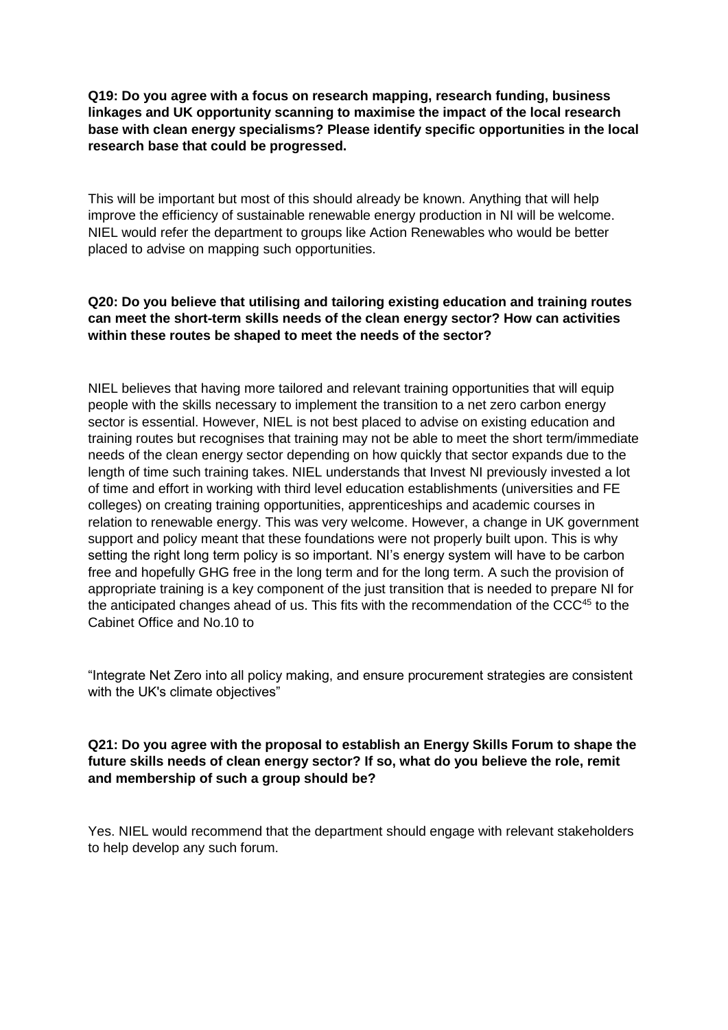**Q19: Do you agree with a focus on research mapping, research funding, business linkages and UK opportunity scanning to maximise the impact of the local research base with clean energy specialisms? Please identify specific opportunities in the local research base that could be progressed.**

This will be important but most of this should already be known. Anything that will help improve the efficiency of sustainable renewable energy production in NI will be welcome. NIEL would refer the department to groups like Action Renewables who would be better placed to advise on mapping such opportunities.

**Q20: Do you believe that utilising and tailoring existing education and training routes can meet the short-term skills needs of the clean energy sector? How can activities within these routes be shaped to meet the needs of the sector?**

NIEL believes that having more tailored and relevant training opportunities that will equip people with the skills necessary to implement the transition to a net zero carbon energy sector is essential. However, NIEL is not best placed to advise on existing education and training routes but recognises that training may not be able to meet the short term/immediate needs of the clean energy sector depending on how quickly that sector expands due to the length of time such training takes. NIEL understands that Invest NI previously invested a lot of time and effort in working with third level education establishments (universities and FE colleges) on creating training opportunities, apprenticeships and academic courses in relation to renewable energy. This was very welcome. However, a change in UK government support and policy meant that these foundations were not properly built upon. This is why setting the right long term policy is so important. NI's energy system will have to be carbon free and hopefully GHG free in the long term and for the long term. A such the provision of appropriate training is a key component of the just transition that is needed to prepare NI for the anticipated changes ahead of us. This fits with the recommendation of the CCC[45] to the Cabinet Office and No.10 to

"Integrate Net Zero into all policy making, and ensure procurement strategies are consistent with the UK's climate objectives"

**Q21: Do you agree with the proposal to establish an Energy Skills Forum to shape the future skills needs of clean energy sector? If so, what do you believe the role, remit and membership of such a group should be?**

Yes. NIEL would recommend that the department should engage with relevant stakeholders to help develop any such forum.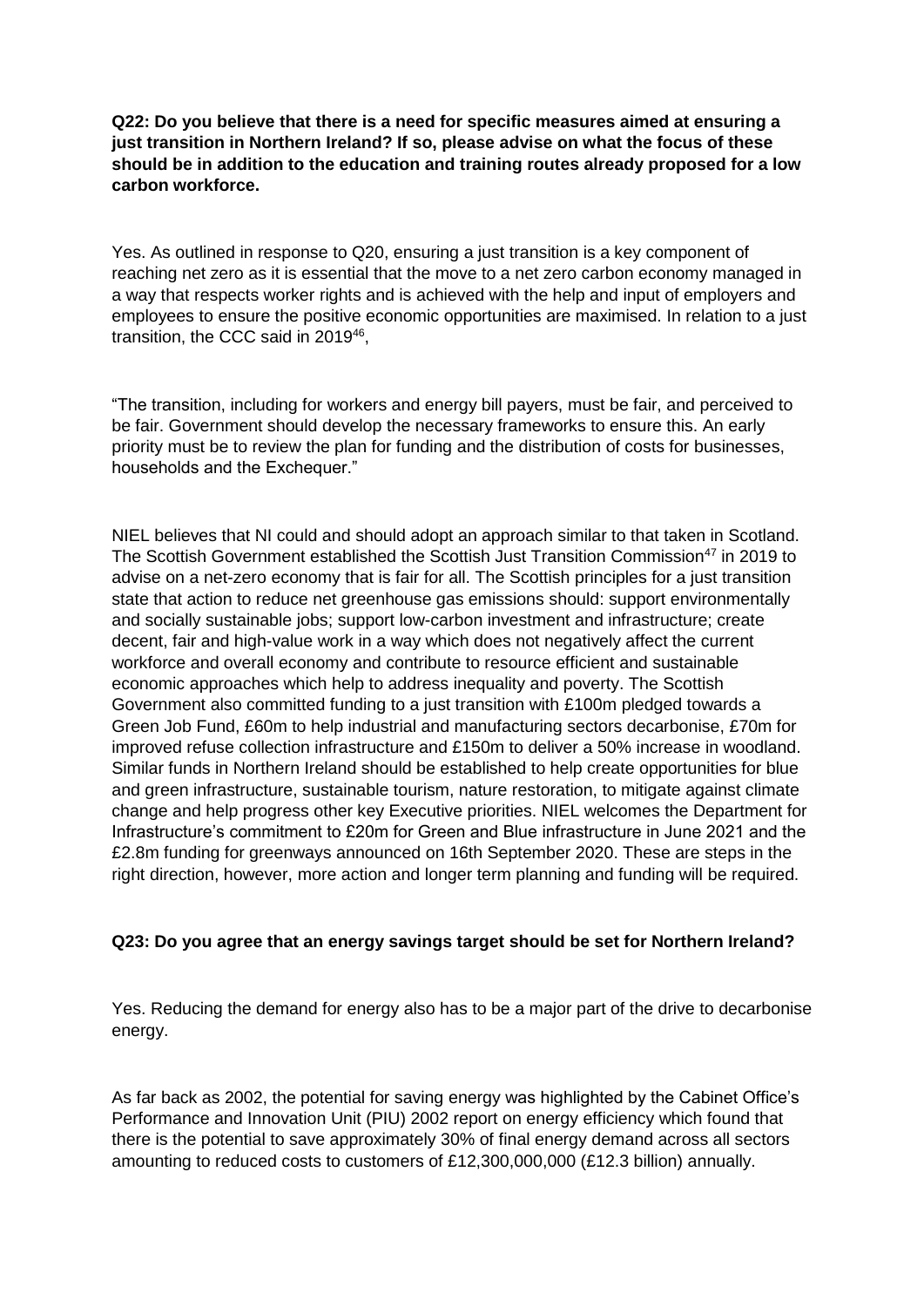**Q22: Do you believe that there is a need for specific measures aimed at ensuring a just transition in Northern Ireland? If so, please advise on what the focus of these should be in addition to the education and training routes already proposed for a low carbon workforce.**

Yes. As outlined in response to Q20, ensuring a just transition is a key component of reaching net zero as it is essential that the move to a net zero carbon economy managed in a way that respects worker rights and is achieved with the help and input of employers and employees to ensure the positive economic opportunities are maximised. In relation to a just transition, the CCC said in 2019[46],

"The transition, including for workers and energy bill payers, must be fair, and perceived to be fair. Government should develop the necessary frameworks to ensure this. An early priority must be to review the plan for funding and the distribution of costs for businesses, households and the Exchequer."

NIEL believes that NI could and should adopt an approach similar to that taken in Scotland. The Scottish Government established the Scottish Just Transition Commission[47] in 2019 to advise on a net-zero economy that is fair for all. The Scottish principles for a just transition state that action to reduce net greenhouse gas emissions should: support environmentally and socially sustainable jobs; support low-carbon investment and infrastructure; create decent, fair and high-value work in a way which does not negatively affect the current workforce and overall economy and contribute to resource efficient and sustainable economic approaches which help to address inequality and poverty. The Scottish Government also committed funding to a just transition with £100m pledged towards a Green Job Fund, £60m to help industrial and manufacturing sectors decarbonise, £70m for improved refuse collection infrastructure and £150m to deliver a 50% increase in woodland. Similar funds in Northern Ireland should be established to help create opportunities for blue and green infrastructure, sustainable tourism, nature restoration, to mitigate against climate change and help progress other key Executive priorities. NIEL welcomes the Department for Infrastructure's commitment to £20m for Green and Blue infrastructure in June 2021 and the £2.8m funding for greenways announced on 16th September 2020. These are steps in the right direction, however, more action and longer term planning and funding will be required.

**Q23: Do you agree that an energy savings target should be set for Northern Ireland?**

Yes. Reducing the demand for energy also has to be a major part of the drive to decarbonise energy.

As far back as 2002, the potential for saving energy was highlighted by the Cabinet Office's Performance and Innovation Unit (PIU) 2002 report on energy efficiency which found that there is the potential to save approximately 30% of final energy demand across all sectors amounting to reduced costs to customers of £12,300,000,000 (£12.3 billion) annually.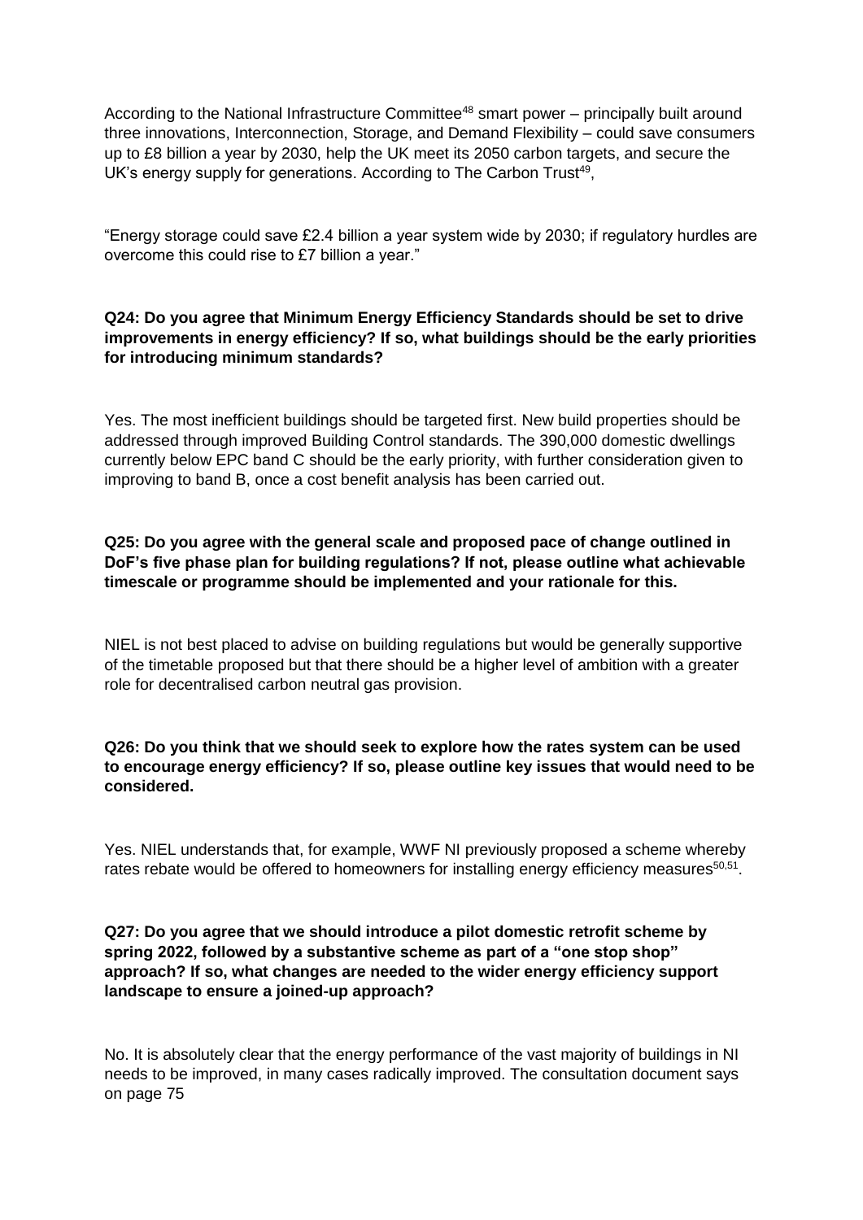According to the National Infrastructure Committee[48] smart power – principally built around three innovations, Interconnection, Storage, and Demand Flexibility – could save consumers up to £8 billion a year by 2030, help the UK meet its 2050 carbon targets, and secure the UK's energy supply for generations. According to The Carbon Trust[49],

"Energy storage could save £2.4 billion a year system wide by 2030; if regulatory hurdles are overcome this could rise to £7 billion a year."

**Q24: Do you agree that Minimum Energy Efficiency Standards should be set to drive improvements in energy efficiency? If so, what buildings should be the early priorities for introducing minimum standards?**

Yes. The most inefficient buildings should be targeted first. New build properties should be addressed through improved Building Control standards. The 390,000 domestic dwellings currently below EPC band C should be the early priority, with further consideration given to improving to band B, once a cost benefit analysis has been carried out.

**Q25: Do you agree with the general scale and proposed pace of change outlined in DoF's five phase plan for building regulations? If not, please outline what achievable timescale or programme should be implemented and your rationale for this.**

NIEL is not best placed to advise on building regulations but would be generally supportive of the timetable proposed but that there should be a higher level of ambition with a greater role for decentralised carbon neutral gas provision.

**Q26: Do you think that we should seek to explore how the rates system can be used to encourage energy efficiency? If so, please outline key issues that would need to be considered.**

Yes. NIEL understands that, for example, WWF NI previously proposed a scheme whereby rates rebate would be offered to homeowners for installing energy efficiency measures[50,51].

**Q27: Do you agree that we should introduce a pilot domestic retrofit scheme by spring 2022, followed by a substantive scheme as part of a "one stop shop" approach? If so, what changes are needed to the wider energy efficiency support landscape to ensure a joined-up approach?**

No. It is absolutely clear that the energy performance of the vast majority of buildings in NI needs to be improved, in many cases radically improved. The consultation document says on page 75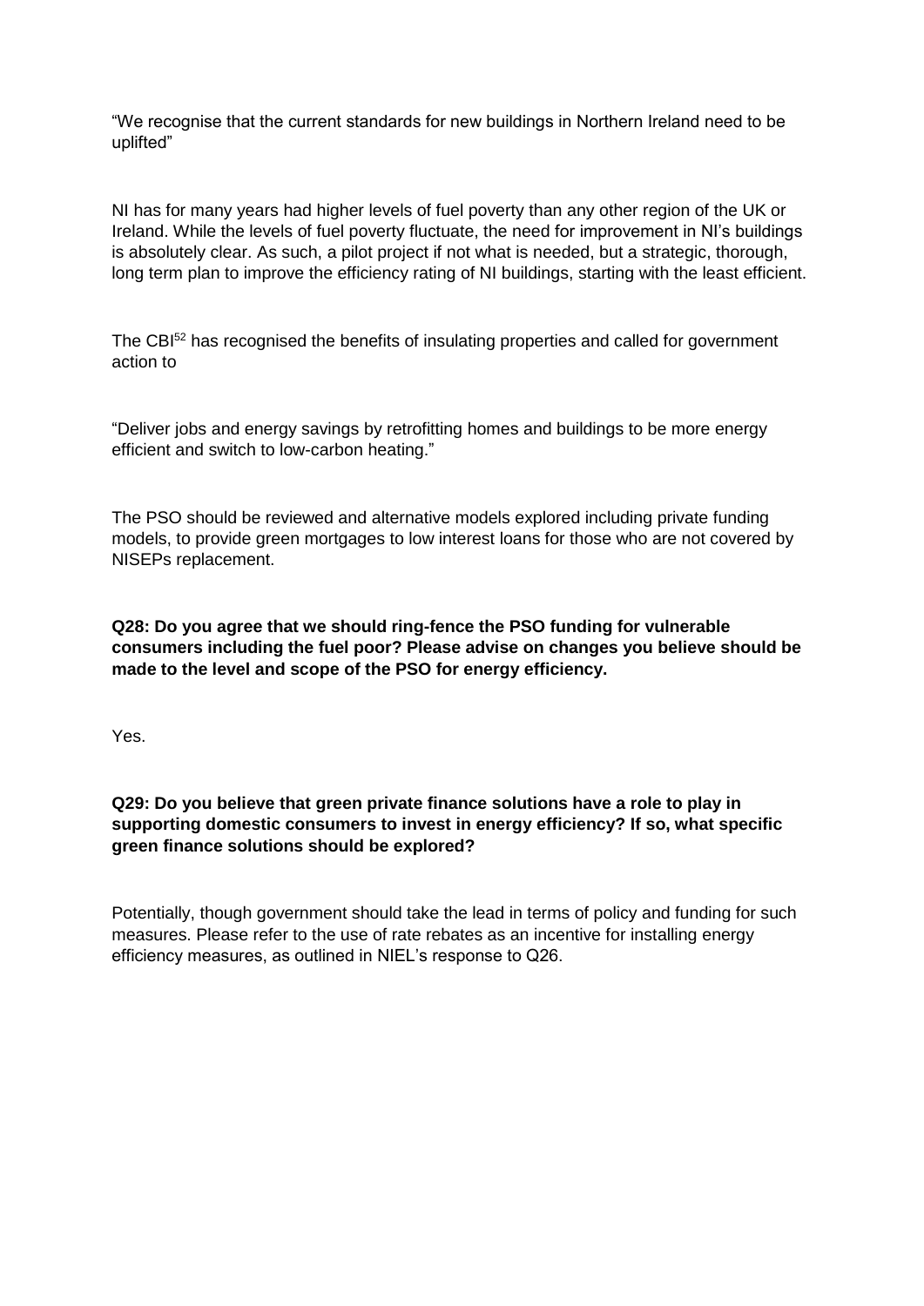"We recognise that the current standards for new buildings in Northern Ireland need to be uplifted"

NI has for many years had higher levels of fuel poverty than any other region of the UK or Ireland. While the levels of fuel poverty fluctuate, the need for improvement in NI's buildings is absolutely clear. As such, a pilot project if not what is needed, but a strategic, thorough, long term plan to improve the efficiency rating of NI buildings, starting with the least efficient.

The CBI[52] has recognised the benefits of insulating properties and called for government action to

"Deliver jobs and energy savings by retrofitting homes and buildings to be more energy efficient and switch to low-carbon heating."

The PSO should be reviewed and alternative models explored including private funding models, to provide green mortgages to low interest loans for those who are not covered by NISEPs replacement.

**Q28: Do you agree that we should ring-fence the PSO funding for vulnerable consumers including the fuel poor? Please advise on changes you believe should be made to the level and scope of the PSO for energy efficiency.**

Yes.

**Q29: Do you believe that green private finance solutions have a role to play in supporting domestic consumers to invest in energy efficiency? If so, what specific green finance solutions should be explored?**

Potentially, though government should take the lead in terms of policy and funding for such measures. Please refer to the use of rate rebates as an incentive for installing energy efficiency measures, as outlined in NIEL's response to Q26.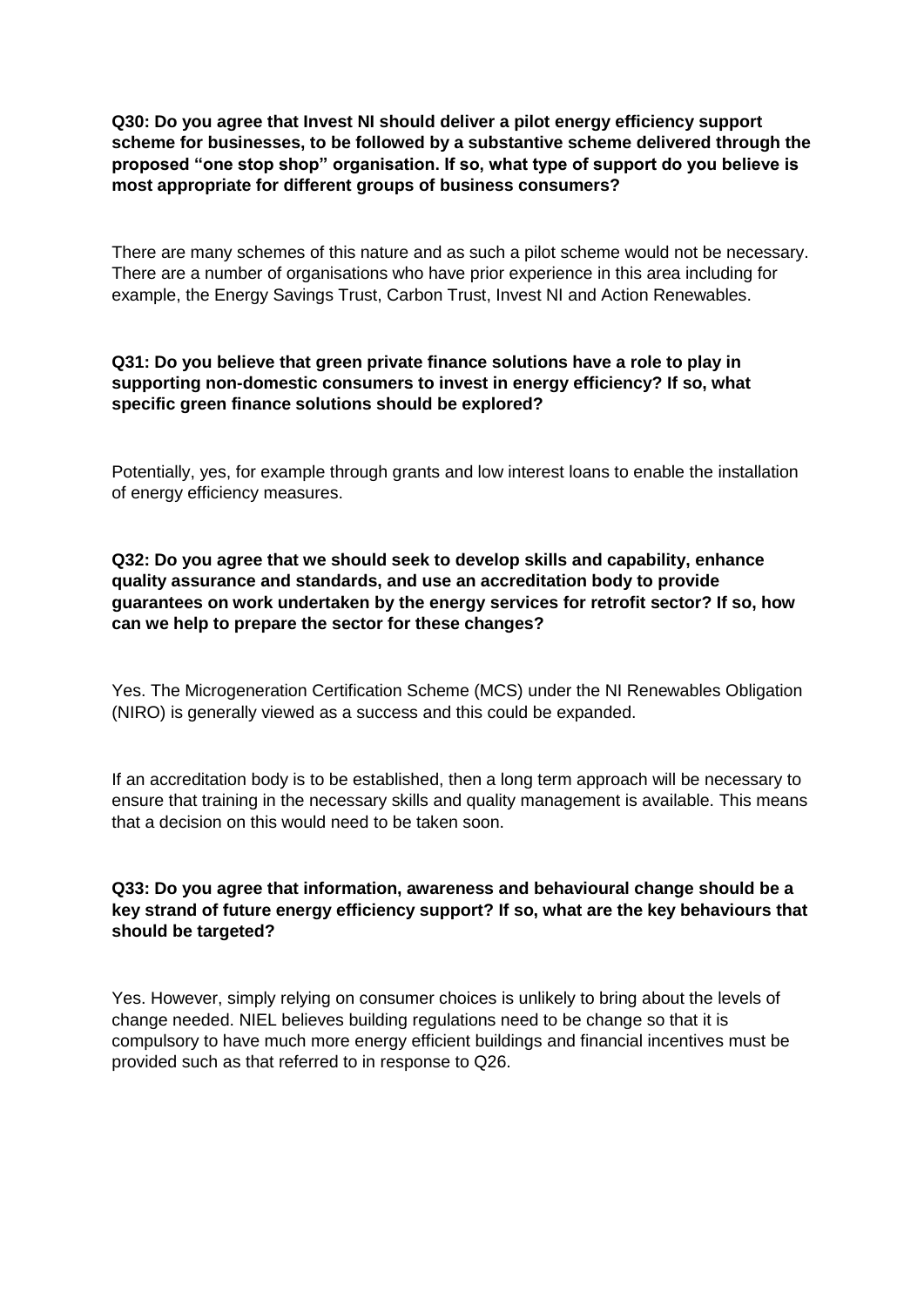**Q30: Do you agree that Invest NI should deliver a pilot energy efficiency support scheme for businesses, to be followed by a substantive scheme delivered through the proposed "one stop shop" organisation. If so, what type of support do you believe is most appropriate for different groups of business consumers?**

There are many schemes of this nature and as such a pilot scheme would not be necessary. There are a number of organisations who have prior experience in this area including for example, the Energy Savings Trust, Carbon Trust, Invest NI and Action Renewables.

**Q31: Do you believe that green private finance solutions have a role to play in supporting non-domestic consumers to invest in energy efficiency? If so, what specific green finance solutions should be explored?**

Potentially, yes, for example through grants and low interest loans to enable the installation of energy efficiency measures.

**Q32: Do you agree that we should seek to develop skills and capability, enhance quality assurance and standards, and use an accreditation body to provide guarantees on work undertaken by the energy services for retrofit sector? If so, how can we help to prepare the sector for these changes?**

Yes. The Microgeneration Certification Scheme (MCS) under the NI Renewables Obligation (NIRO) is generally viewed as a success and this could be expanded.

If an accreditation body is to be established, then a long term approach will be necessary to ensure that training in the necessary skills and quality management is available. This means that a decision on this would need to be taken soon.

**Q33: Do you agree that information, awareness and behavioural change should be a key strand of future energy efficiency support? If so, what are the key behaviours that should be targeted?**

Yes. However, simply relying on consumer choices is unlikely to bring about the levels of change needed. NIEL believes building regulations need to be change so that it is compulsory to have much more energy efficient buildings and financial incentives must be provided such as that referred to in response to Q26.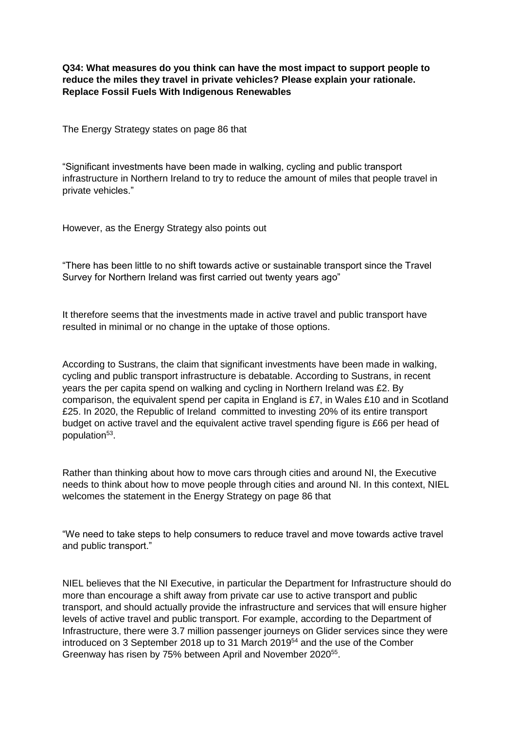**Q34: What measures do you think can have the most impact to support people to reduce the miles they travel in private vehicles? Please explain your rationale. Replace Fossil Fuels With Indigenous Renewables**

The Energy Strategy states on page 86 that

"Significant investments have been made in walking, cycling and public transport infrastructure in Northern Ireland to try to reduce the amount of miles that people travel in private vehicles."

However, as the Energy Strategy also points out

"There has been little to no shift towards active or sustainable transport since the Travel Survey for Northern Ireland was first carried out twenty years ago"

It therefore seems that the investments made in active travel and public transport have resulted in minimal or no change in the uptake of those options.

According to Sustrans, the claim that significant investments have been made in walking, cycling and public transport infrastructure is debatable. According to Sustrans, in recent years the per capita spend on walking and cycling in Northern Ireland was £2. By comparison, the equivalent spend per capita in England is £7, in Wales £10 and in Scotland £25. In 2020, the Republic of Ireland committed to investing 20% of its entire transport budget on active travel and the equivalent active travel spending figure is £66 per head of population[53].

Rather than thinking about how to move cars through cities and around NI, the Executive needs to think about how to move people through cities and around NI. In this context, NIEL welcomes the statement in the Energy Strategy on page 86 that

"We need to take steps to help consumers to reduce travel and move towards active travel and public transport."

NIEL believes that the NI Executive, in particular the Department for Infrastructure should do more than encourage a shift away from private car use to active transport and public transport, and should actually provide the infrastructure and services that will ensure higher levels of active travel and public transport. For example, according to the Department of Infrastructure, there were 3.7 million passenger journeys on Glider services since they were introduced on 3 September 2018 up to 31 March 2019[54] and the use of the Comber Greenway has risen by 75% between April and November 2020[55].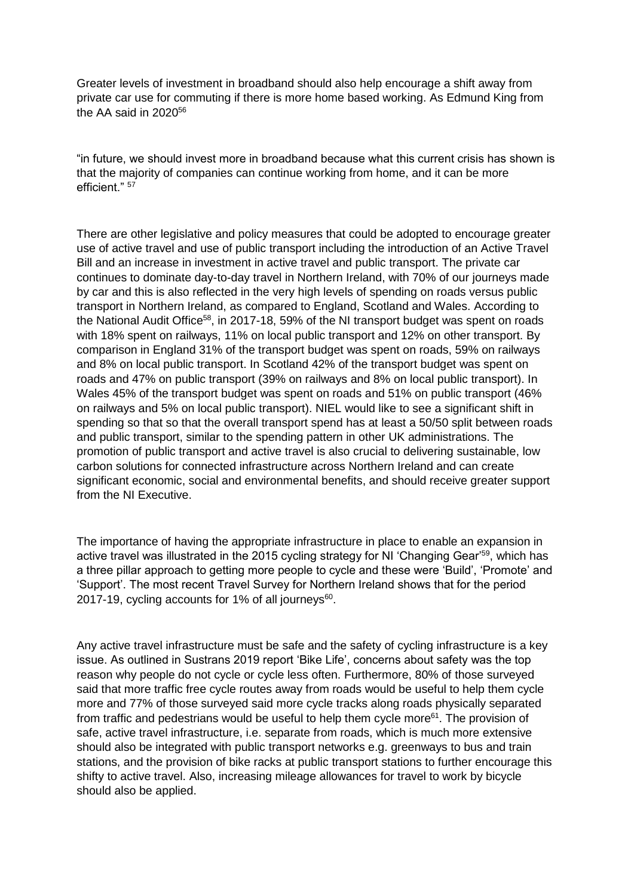Greater levels of investment in broadband should also help encourage a shift away from private car use for commuting if there is more home based working. As Edmund King from the AA said in 2020[56]

"in future, we should invest more in broadband because what this current crisis has shown is that the majority of companies can continue working from home, and it can be more efficient." [57]

There are other legislative and policy measures that could be adopted to encourage greater use of active travel and use of public transport including the introduction of an Active Travel Bill and an increase in investment in active travel and public transport. The private car continues to dominate day-to-day travel in Northern Ireland, with 70% of our journeys made by car and this is also reflected in the very high levels of spending on roads versus public transport in Northern Ireland, as compared to England, Scotland and Wales. According to the National Audit Office[58], in 2017-18, 59% of the NI transport budget was spent on roads with 18% spent on railways, 11% on local public transport and 12% on other transport. By comparison in England 31% of the transport budget was spent on roads, 59% on railways and 8% on local public transport. In Scotland 42% of the transport budget was spent on roads and 47% on public transport (39% on railways and 8% on local public transport). In Wales 45% of the transport budget was spent on roads and 51% on public transport (46% on railways and 5% on local public transport). NIEL would like to see a significant shift in spending so that so that the overall transport spend has at least a 50/50 split between roads and public transport, similar to the spending pattern in other UK administrations. The promotion of public transport and active travel is also crucial to delivering sustainable, low carbon solutions for connected infrastructure across Northern Ireland and can create significant economic, social and environmental benefits, and should receive greater support from the NI Executive.

The importance of having the appropriate infrastructure in place to enable an expansion in active travel was illustrated in the 2015 cycling strategy for NI 'Changing Gear'[59], which has a three pillar approach to getting more people to cycle and these were 'Build', 'Promote' and 'Support'. The most recent Travel Survey for Northern Ireland shows that for the period 2017-19, cycling accounts for 1% of all journeys[60].

Any active travel infrastructure must be safe and the safety of cycling infrastructure is a key issue. As outlined in Sustrans 2019 report 'Bike Life', concerns about safety was the top reason why people do not cycle or cycle less often. Furthermore, 80% of those surveyed said that more traffic free cycle routes away from roads would be useful to help them cycle more and 77% of those surveyed said more cycle tracks along roads physically separated from traffic and pedestrians would be useful to help them cycle more[61]. The provision of safe, active travel infrastructure, i.e. separate from roads, which is much more extensive should also be integrated with public transport networks e.g. greenways to bus and train stations, and the provision of bike racks at public transport stations to further encourage this shifty to active travel. Also, increasing mileage allowances for travel to work by bicycle should also be applied.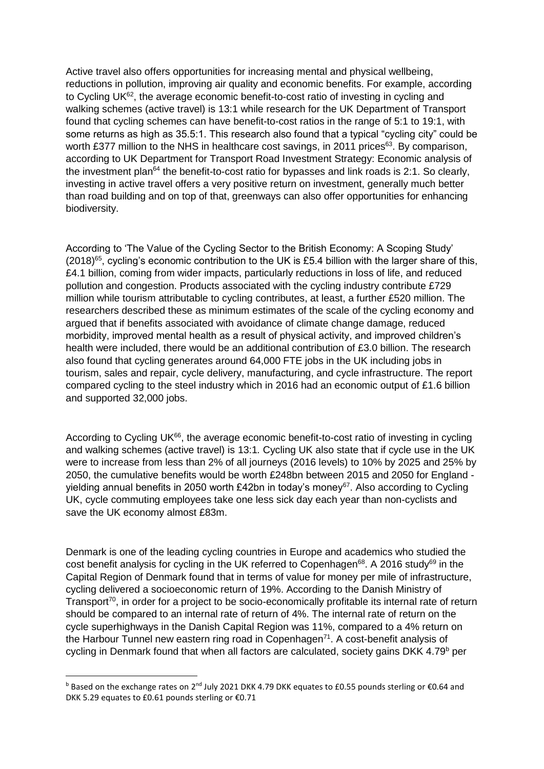Active travel also offers opportunities for increasing mental and physical wellbeing, reductions in pollution, improving air quality and economic benefits. For example, according to Cycling UK[62], the average economic benefit-to-cost ratio of investing in cycling and walking schemes (active travel) is 13:1 while research for the UK Department of Transport found that cycling schemes can have benefit-to-cost ratios in the range of 5:1 to 19:1, with some returns as high as 35.5:1. This research also found that a typical "cycling city" could be worth £377 million to the NHS in healthcare cost savings, in 2011 prices[63]. By comparison, according to UK Department for Transport Road Investment Strategy: Economic analysis of the investment plan[64] the benefit-to-cost ratio for bypasses and link roads is 2:1. So clearly, investing in active travel offers a very positive return on investment, generally much better than road building and on top of that, greenways can also offer opportunities for enhancing biodiversity.

According to 'The Value of the Cycling Sector to the British Economy: A Scoping Study' (2018)[65], cycling's economic contribution to the UK is £5.4 billion with the larger share of this, £4.1 billion, coming from wider impacts, particularly reductions in loss of life, and reduced pollution and congestion. Products associated with the cycling industry contribute £729 million while tourism attributable to cycling contributes, at least, a further £520 million. The researchers described these as minimum estimates of the scale of the cycling economy and argued that if benefits associated with avoidance of climate change damage, reduced morbidity, improved mental health as a result of physical activity, and improved children's health were included, there would be an additional contribution of £3.0 billion. The research also found that cycling generates around 64,000 FTE jobs in the UK including jobs in tourism, sales and repair, cycle delivery, manufacturing, and cycle infrastructure. The report compared cycling to the steel industry which in 2016 had an economic output of £1.6 billion and supported 32,000 jobs.

According to Cycling UK[66], the average economic benefit-to-cost ratio of investing in cycling and walking schemes (active travel) is 13:1. Cycling UK also state that if cycle use in the UK were to increase from less than 2% of all journeys (2016 levels) to 10% by 2025 and 25% by 2050, the cumulative benefits would be worth £248bn between 2015 and 2050 for England - yielding annual benefits in 2050 worth £42bn in today's money[67]. Also according to Cycling UK, cycle commuting employees take one less sick day each year than non-cyclists and save the UK economy almost £83m.

Denmark is one of the leading cycling countries in Europe and academics who studied the cost benefit analysis for cycling in the UK referred to Copenhagen[68]. A 2016 study[69] in the Capital Region of Denmark found that in terms of value for money per mile of infrastructure, cycling delivered a socioeconomic return of 19%. According to the Danish Ministry of Transport[70], in order for a project to be socio-economically profitable its internal rate of return should be compared to an internal rate of return of 4%. The internal rate of return on the cycle superhighways in the Danish Capital Region was 11%, compared to a 4% return on the Harbour Tunnel new eastern ring road in Copenhagen[71]. A cost-benefit analysis of cycling in Denmark found that when all factors are calculated, society gains DKK 4.79[b] per

---

[b] Based on the exchange rates on 2nd July 2021 DKK 4.79 DKK equates to £0.55 pounds sterling or €0.64 and DKK 5.29 equates to £0.61 pounds sterling or €0.71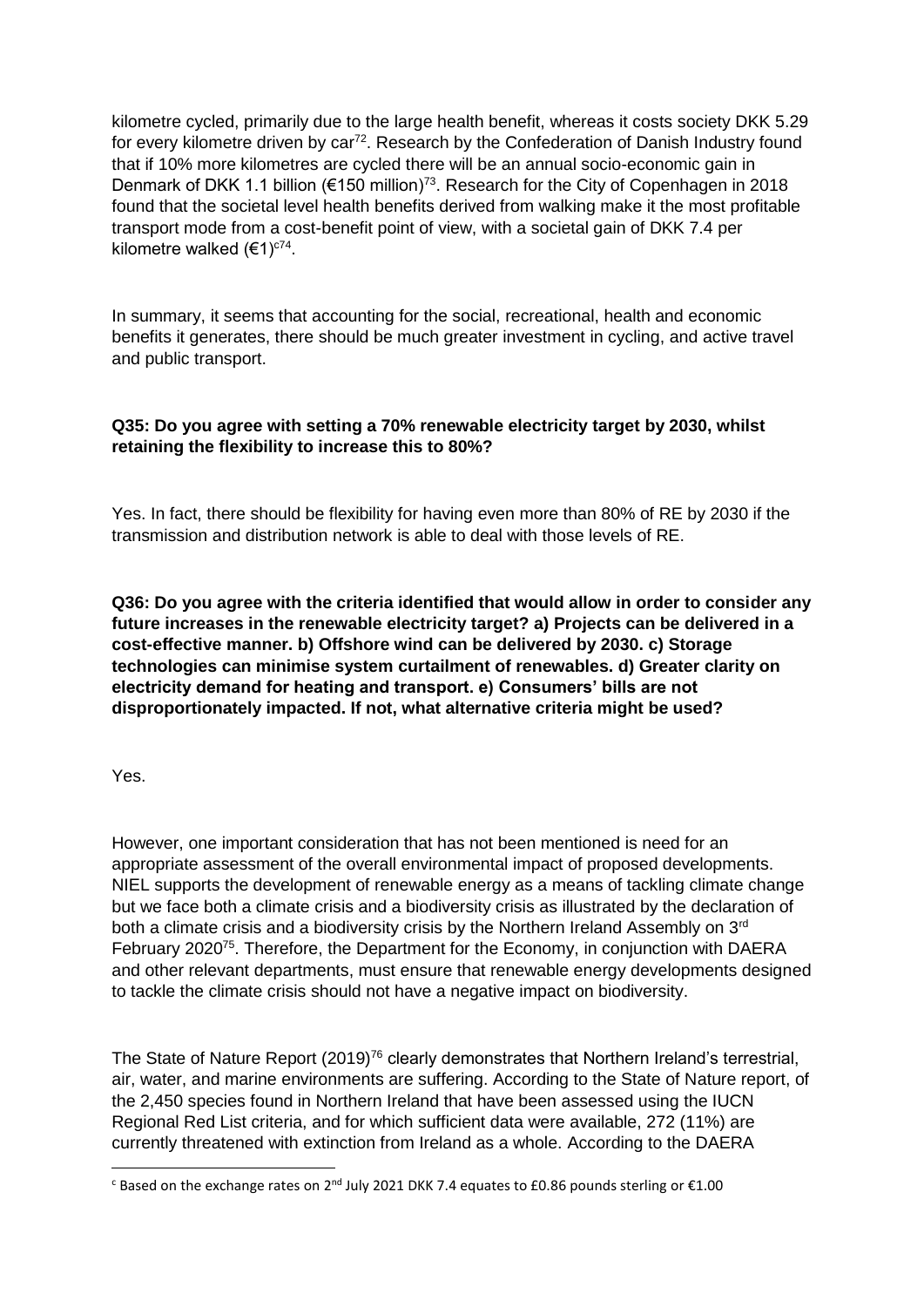kilometre cycled, primarily due to the large health benefit, whereas it costs society DKK 5.29 for every kilometre driven by car[72]. Research by the Confederation of Danish Industry found that if 10% more kilometres are cycled there will be an annual socio-economic gain in Denmark of DKK 1.1 billion (€150 million)[73]. Research for the City of Copenhagen in 2018 found that the societal level health benefits derived from walking make it the most profitable transport mode from a cost-benefit point of view, with a societal gain of DKK 7.4 per kilometre walked (€1)[c74].

In summary, it seems that accounting for the social, recreational, health and economic benefits it generates, there should be much greater investment in cycling, and active travel and public transport.

**Q35: Do you agree with setting a 70% renewable electricity target by 2030, whilst retaining the flexibility to increase this to 80%?**

Yes. In fact, there should be flexibility for having even more than 80% of RE by 2030 if the transmission and distribution network is able to deal with those levels of RE.

**Q36: Do you agree with the criteria identified that would allow in order to consider any future increases in the renewable electricity target? a) Projects can be delivered in a cost-effective manner. b) Offshore wind can be delivered by 2030. c) Storage technologies can minimise system curtailment of renewables. d) Greater clarity on electricity demand for heating and transport. e) Consumers' bills are not disproportionately impacted. If not, what alternative criteria might be used?**

Yes.

However, one important consideration that has not been mentioned is need for an appropriate assessment of the overall environmental impact of proposed developments. NIEL supports the development of renewable energy as a means of tackling climate change but we face both a climate crisis and a biodiversity crisis as illustrated by the declaration of both a climate crisis and a biodiversity crisis by the Northern Ireland Assembly on 3rd February 2020[75]. Therefore, the Department for the Economy, in conjunction with DAERA and other relevant departments, must ensure that renewable energy developments designed to tackle the climate crisis should not have a negative impact on biodiversity.

The State of Nature Report (2019)[76] clearly demonstrates that Northern Ireland's terrestrial, air, water, and marine environments are suffering. According to the State of Nature report, of the 2,450 species found in Northern Ireland that have been assessed using the IUCN Regional Red List criteria, and for which sufficient data were available, 272 (11%) are currently threatened with extinction from Ireland as a whole. According to the DAERA

[c] Based on the exchange rates on 2nd July 2021 DKK 7.4 equates to £0.86 pounds sterling or €1.00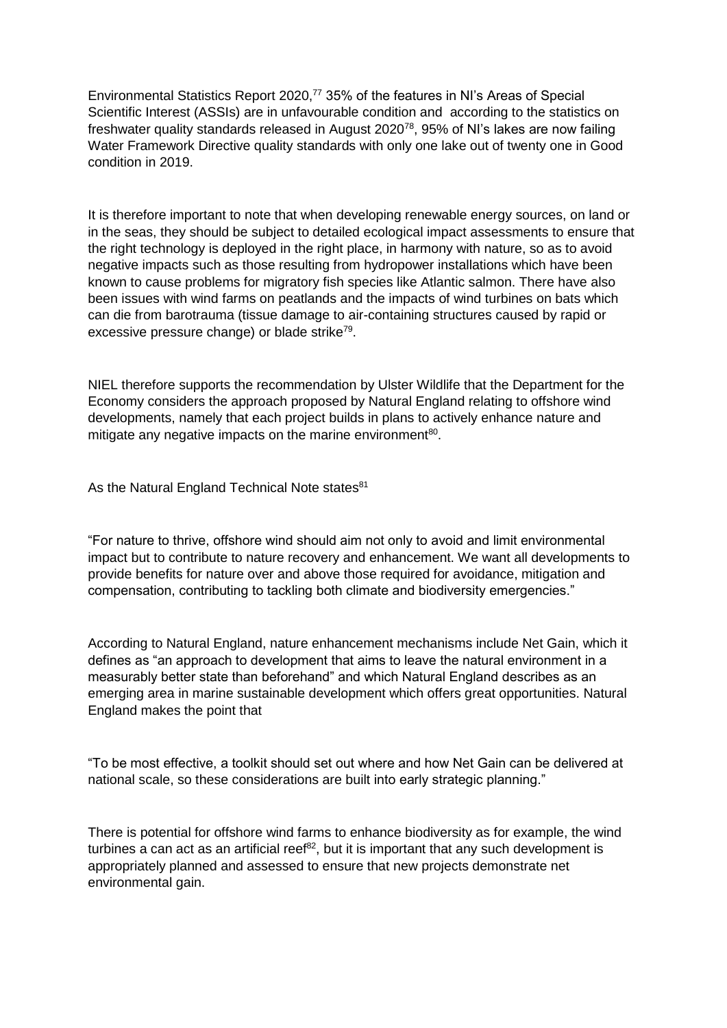Environmental Statistics Report 2020,[77] 35% of the features in NI's Areas of Special Scientific Interest (ASSIs) are in unfavourable condition and according to the statistics on freshwater quality standards released in August 2020[78], 95% of NI's lakes are now failing Water Framework Directive quality standards with only one lake out of twenty one in Good condition in 2019.

It is therefore important to note that when developing renewable energy sources, on land or in the seas, they should be subject to detailed ecological impact assessments to ensure that the right technology is deployed in the right place, in harmony with nature, so as to avoid negative impacts such as those resulting from hydropower installations which have been known to cause problems for migratory fish species like Atlantic salmon. There have also been issues with wind farms on peatlands and the impacts of wind turbines on bats which can die from barotrauma (tissue damage to air-containing structures caused by rapid or excessive pressure change) or blade strike[79].

NIEL therefore supports the recommendation by Ulster Wildlife that the Department for the Economy considers the approach proposed by Natural England relating to offshore wind developments, namely that each project builds in plans to actively enhance nature and mitigate any negative impacts on the marine environment[80].

As the Natural England Technical Note states[81]

"For nature to thrive, offshore wind should aim not only to avoid and limit environmental impact but to contribute to nature recovery and enhancement. We want all developments to provide benefits for nature over and above those required for avoidance, mitigation and compensation, contributing to tackling both climate and biodiversity emergencies."

According to Natural England, nature enhancement mechanisms include Net Gain, which it defines as "an approach to development that aims to leave the natural environment in a measurably better state than beforehand" and which Natural England describes as an emerging area in marine sustainable development which offers great opportunities. Natural England makes the point that

"To be most effective, a toolkit should set out where and how Net Gain can be delivered at national scale, so these considerations are built into early strategic planning."

There is potential for offshore wind farms to enhance biodiversity as for example, the wind turbines a can act as an artificial reef[82], but it is important that any such development is appropriately planned and assessed to ensure that new projects demonstrate net environmental gain.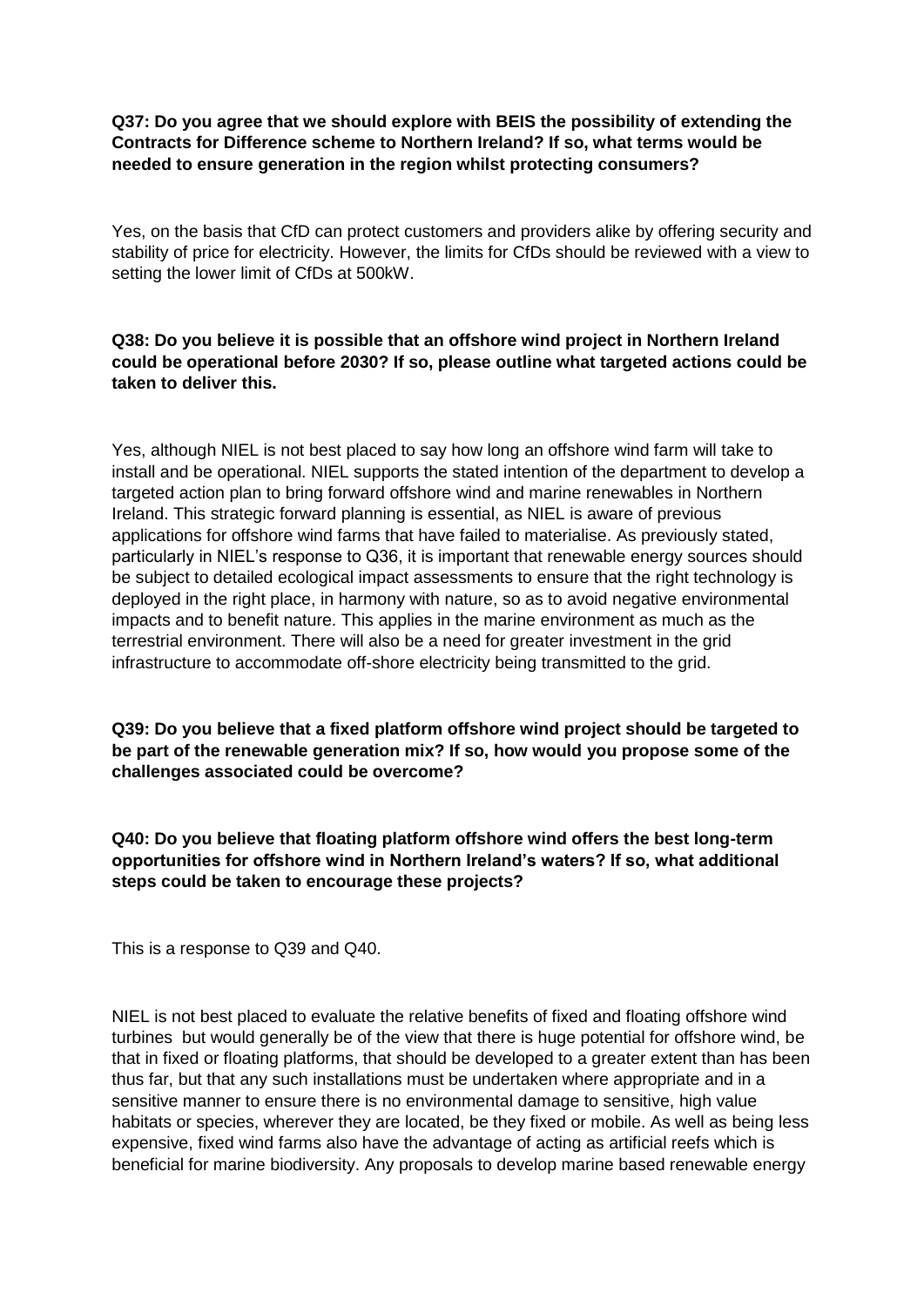**Q37: Do you agree that we should explore with BEIS the possibility of extending the Contracts for Difference scheme to Northern Ireland? If so, what terms would be needed to ensure generation in the region whilst protecting consumers?**

Yes, on the basis that CfD can protect customers and providers alike by offering security and stability of price for electricity. However, the limits for CfDs should be reviewed with a view to setting the lower limit of CfDs at 500kW.

**Q38: Do you believe it is possible that an offshore wind project in Northern Ireland could be operational before 2030? If so, please outline what targeted actions could be taken to deliver this.**

Yes, although NIEL is not best placed to say how long an offshore wind farm will take to install and be operational. NIEL supports the stated intention of the department to develop a targeted action plan to bring forward offshore wind and marine renewables in Northern Ireland. This strategic forward planning is essential, as NIEL is aware of previous applications for offshore wind farms that have failed to materialise. As previously stated, particularly in NIEL's response to Q36, it is important that renewable energy sources should be subject to detailed ecological impact assessments to ensure that the right technology is deployed in the right place, in harmony with nature, so as to avoid negative environmental impacts and to benefit nature. This applies in the marine environment as much as the terrestrial environment. There will also be a need for greater investment in the grid infrastructure to accommodate off-shore electricity being transmitted to the grid.

**Q39: Do you believe that a fixed platform offshore wind project should be targeted to be part of the renewable generation mix? If so, how would you propose some of the challenges associated could be overcome?**

**Q40: Do you believe that floating platform offshore wind offers the best long-term opportunities for offshore wind in Northern Ireland's waters? If so, what additional steps could be taken to encourage these projects?**

This is a response to Q39 and Q40.

NIEL is not best placed to evaluate the relative benefits of fixed and floating offshore wind turbines but would generally be of the view that there is huge potential for offshore wind, be that in fixed or floating platforms, that should be developed to a greater extent than has been thus far, but that any such installations must be undertaken where appropriate and in a sensitive manner to ensure there is no environmental damage to sensitive, high value habitats or species, wherever they are located, be they fixed or mobile. As well as being less expensive, fixed wind farms also have the advantage of acting as artificial reefs which is beneficial for marine biodiversity. Any proposals to develop marine based renewable energy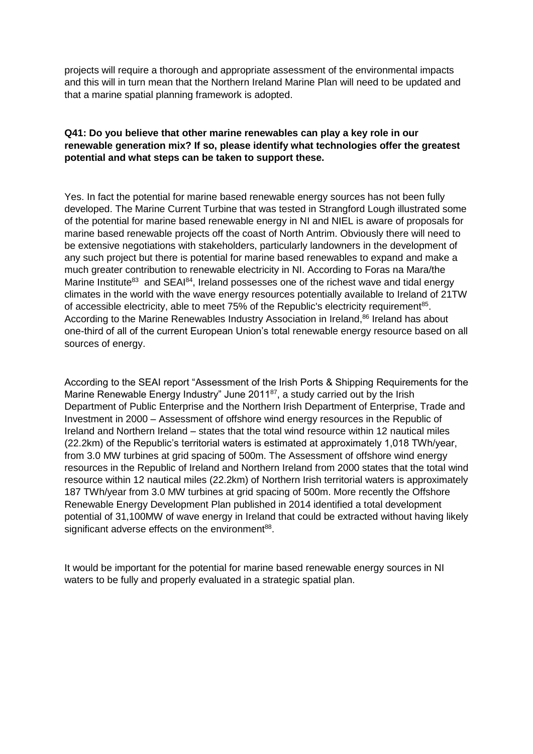projects will require a thorough and appropriate assessment of the environmental impacts and this will in turn mean that the Northern Ireland Marine Plan will need to be updated and that a marine spatial planning framework is adopted.

**Q41: Do you believe that other marine renewables can play a key role in our renewable generation mix? If so, please identify what technologies offer the greatest potential and what steps can be taken to support these.**

Yes. In fact the potential for marine based renewable energy sources has not been fully developed. The Marine Current Turbine that was tested in Strangford Lough illustrated some of the potential for marine based renewable energy in NI and NIEL is aware of proposals for marine based renewable projects off the coast of North Antrim. Obviously there will need to be extensive negotiations with stakeholders, particularly landowners in the development of any such project but there is potential for marine based renewables to expand and make a much greater contribution to renewable electricity in NI. According to Foras na Mara/the Marine Institute[83] and SEAI[84], Ireland possesses one of the richest wave and tidal energy climates in the world with the wave energy resources potentially available to Ireland of 21TW of accessible electricity, able to meet 75% of the Republic's electricity requirement[85]. According to the Marine Renewables Industry Association in Ireland,[86] Ireland has about one-third of all of the current European Union's total renewable energy resource based on all sources of energy.

According to the SEAI report "Assessment of the Irish Ports & Shipping Requirements for the Marine Renewable Energy Industry" June 2011[87], a study carried out by the Irish Department of Public Enterprise and the Northern Irish Department of Enterprise, Trade and Investment in 2000 – Assessment of offshore wind energy resources in the Republic of Ireland and Northern Ireland – states that the total wind resource within 12 nautical miles (22.2km) of the Republic's territorial waters is estimated at approximately 1,018 TWh/year, from 3.0 MW turbines at grid spacing of 500m. The Assessment of offshore wind energy resources in the Republic of Ireland and Northern Ireland from 2000 states that the total wind resource within 12 nautical miles (22.2km) of Northern Irish territorial waters is approximately 187 TWh/year from 3.0 MW turbines at grid spacing of 500m. More recently the Offshore Renewable Energy Development Plan published in 2014 identified a total development potential of 31,100MW of wave energy in Ireland that could be extracted without having likely significant adverse effects on the environment[88].

It would be important for the potential for marine based renewable energy sources in NI waters to be fully and properly evaluated in a strategic spatial plan.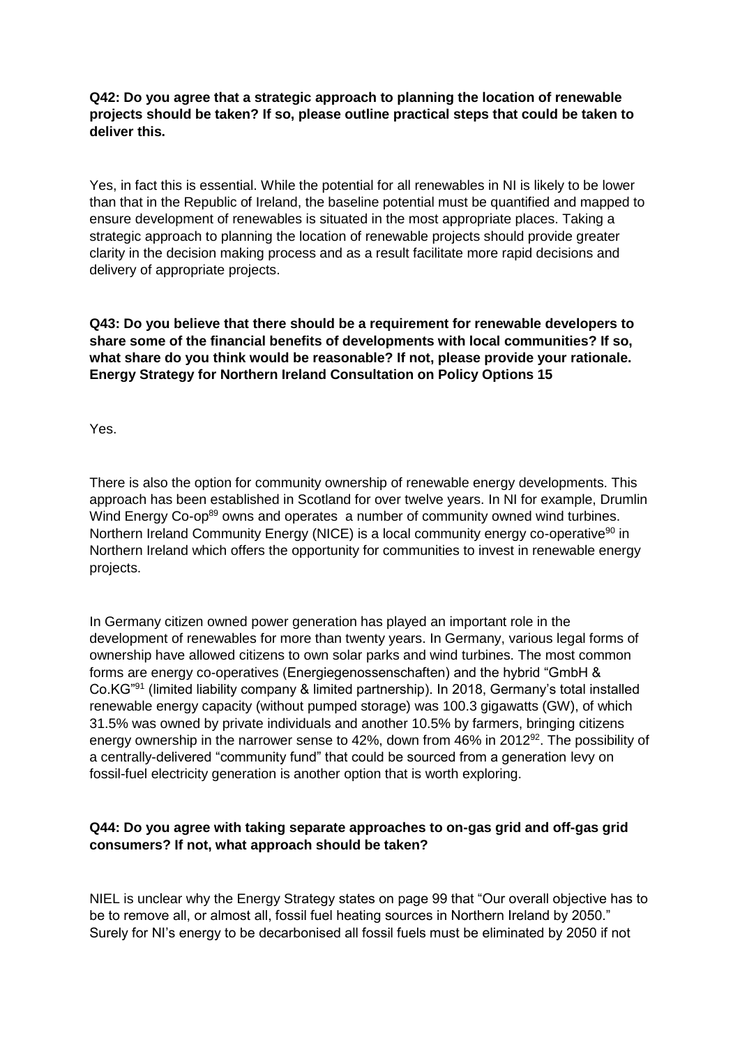**Q42: Do you agree that a strategic approach to planning the location of renewable projects should be taken? If so, please outline practical steps that could be taken to deliver this.**

Yes, in fact this is essential. While the potential for all renewables in NI is likely to be lower than that in the Republic of Ireland, the baseline potential must be quantified and mapped to ensure development of renewables is situated in the most appropriate places. Taking a strategic approach to planning the location of renewable projects should provide greater clarity in the decision making process and as a result facilitate more rapid decisions and delivery of appropriate projects.

**Q43: Do you believe that there should be a requirement for renewable developers to share some of the financial benefits of developments with local communities? If so, what share do you think would be reasonable? If not, please provide your rationale. Energy Strategy for Northern Ireland Consultation on Policy Options 15**

Yes.

There is also the option for community ownership of renewable energy developments. This approach has been established in Scotland for over twelve years. In NI for example, Drumlin Wind Energy Co-op[89] owns and operates a number of community owned wind turbines. Northern Ireland Community Energy (NICE) is a local community energy co-operative[90] in Northern Ireland which offers the opportunity for communities to invest in renewable energy projects.

In Germany citizen owned power generation has played an important role in the development of renewables for more than twenty years. In Germany, various legal forms of ownership have allowed citizens to own solar parks and wind turbines. The most common forms are energy co-operatives (Energiegenossenschaften) and the hybrid "GmbH & Co.KG"[91] (limited liability company & limited partnership). In 2018, Germany's total installed renewable energy capacity (without pumped storage) was 100.3 gigawatts (GW), of which 31.5% was owned by private individuals and another 10.5% by farmers, bringing citizens energy ownership in the narrower sense to 42%, down from 46% in 2012[92]. The possibility of a centrally-delivered "community fund" that could be sourced from a generation levy on fossil-fuel electricity generation is another option that is worth exploring.

**Q44: Do you agree with taking separate approaches to on-gas grid and off-gas grid consumers? If not, what approach should be taken?**

NIEL is unclear why the Energy Strategy states on page 99 that "Our overall objective has to be to remove all, or almost all, fossil fuel heating sources in Northern Ireland by 2050." Surely for NI's energy to be decarbonised all fossil fuels must be eliminated by 2050 if not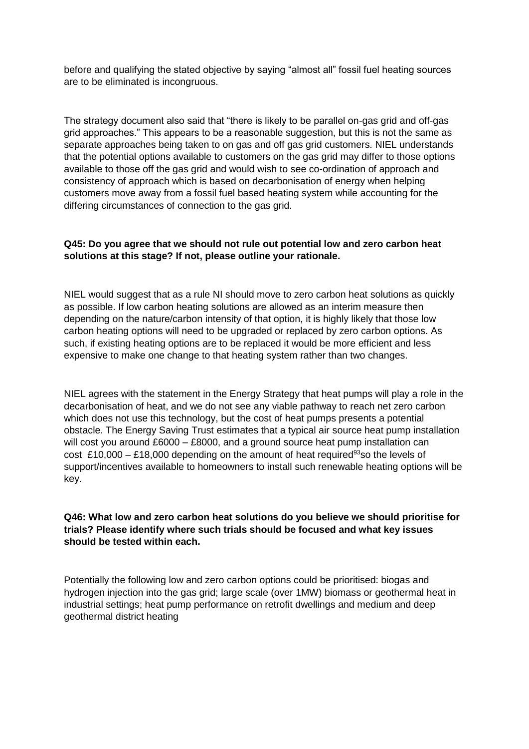before and qualifying the stated objective by saying "almost all" fossil fuel heating sources are to be eliminated is incongruous.

The strategy document also said that "there is likely to be parallel on-gas grid and off-gas grid approaches." This appears to be a reasonable suggestion, but this is not the same as separate approaches being taken to on gas and off gas grid customers. NIEL understands that the potential options available to customers on the gas grid may differ to those options available to those off the gas grid and would wish to see co-ordination of approach and consistency of approach which is based on decarbonisation of energy when helping customers move away from a fossil fuel based heating system while accounting for the differing circumstances of connection to the gas grid.

**Q45: Do you agree that we should not rule out potential low and zero carbon heat solutions at this stage? If not, please outline your rationale.**

NIEL would suggest that as a rule NI should move to zero carbon heat solutions as quickly as possible. If low carbon heating solutions are allowed as an interim measure then depending on the nature/carbon intensity of that option, it is highly likely that those low carbon heating options will need to be upgraded or replaced by zero carbon options. As such, if existing heating options are to be replaced it would be more efficient and less expensive to make one change to that heating system rather than two changes.

NIEL agrees with the statement in the Energy Strategy that heat pumps will play a role in the decarbonisation of heat, and we do not see any viable pathway to reach net zero carbon which does not use this technology, but the cost of heat pumps presents a potential obstacle. The Energy Saving Trust estimates that a typical air source heat pump installation will cost you around £6000 – £8000, and a ground source heat pump installation can cost £10,000 – £18,000 depending on the amount of heat required[93] so the levels of support/incentives available to homeowners to install such renewable heating options will be key.

**Q46: What low and zero carbon heat solutions do you believe we should prioritise for trials? Please identify where such trials should be focused and what key issues should be tested within each.**

Potentially the following low and zero carbon options could be prioritised: biogas and hydrogen injection into the gas grid; large scale (over 1MW) biomass or geothermal heat in industrial settings; heat pump performance on retrofit dwellings and medium and deep geothermal district heating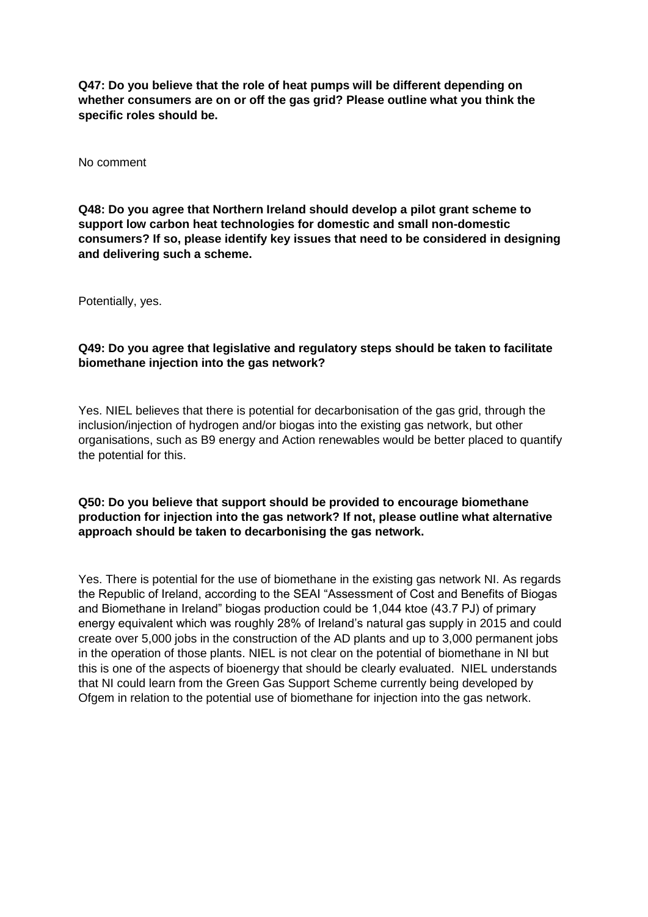**Q47: Do you believe that the role of heat pumps will be different depending on whether consumers are on or off the gas grid? Please outline what you think the specific roles should be.**

No comment

**Q48: Do you agree that Northern Ireland should develop a pilot grant scheme to support low carbon heat technologies for domestic and small non-domestic consumers? If so, please identify key issues that need to be considered in designing and delivering such a scheme.**

Potentially, yes.

**Q49: Do you agree that legislative and regulatory steps should be taken to facilitate biomethane injection into the gas network?**

Yes. NIEL believes that there is potential for decarbonisation of the gas grid, through the inclusion/injection of hydrogen and/or biogas into the existing gas network, but other organisations, such as B9 energy and Action renewables would be better placed to quantify the potential for this.

**Q50: Do you believe that support should be provided to encourage biomethane production for injection into the gas network? If not, please outline what alternative approach should be taken to decarbonising the gas network.**

Yes. There is potential for the use of biomethane in the existing gas network NI. As regards the Republic of Ireland, according to the SEAI "Assessment of Cost and Benefits of Biogas and Biomethane in Ireland" biogas production could be 1,044 ktoe (43.7 PJ) of primary energy equivalent which was roughly 28% of Ireland's natural gas supply in 2015 and could create over 5,000 jobs in the construction of the AD plants and up to 3,000 permanent jobs in the operation of those plants. NIEL is not clear on the potential of biomethane in NI but this is one of the aspects of bioenergy that should be clearly evaluated. NIEL understands that NI could learn from the Green Gas Support Scheme currently being developed by Ofgem in relation to the potential use of biomethane for injection into the gas network.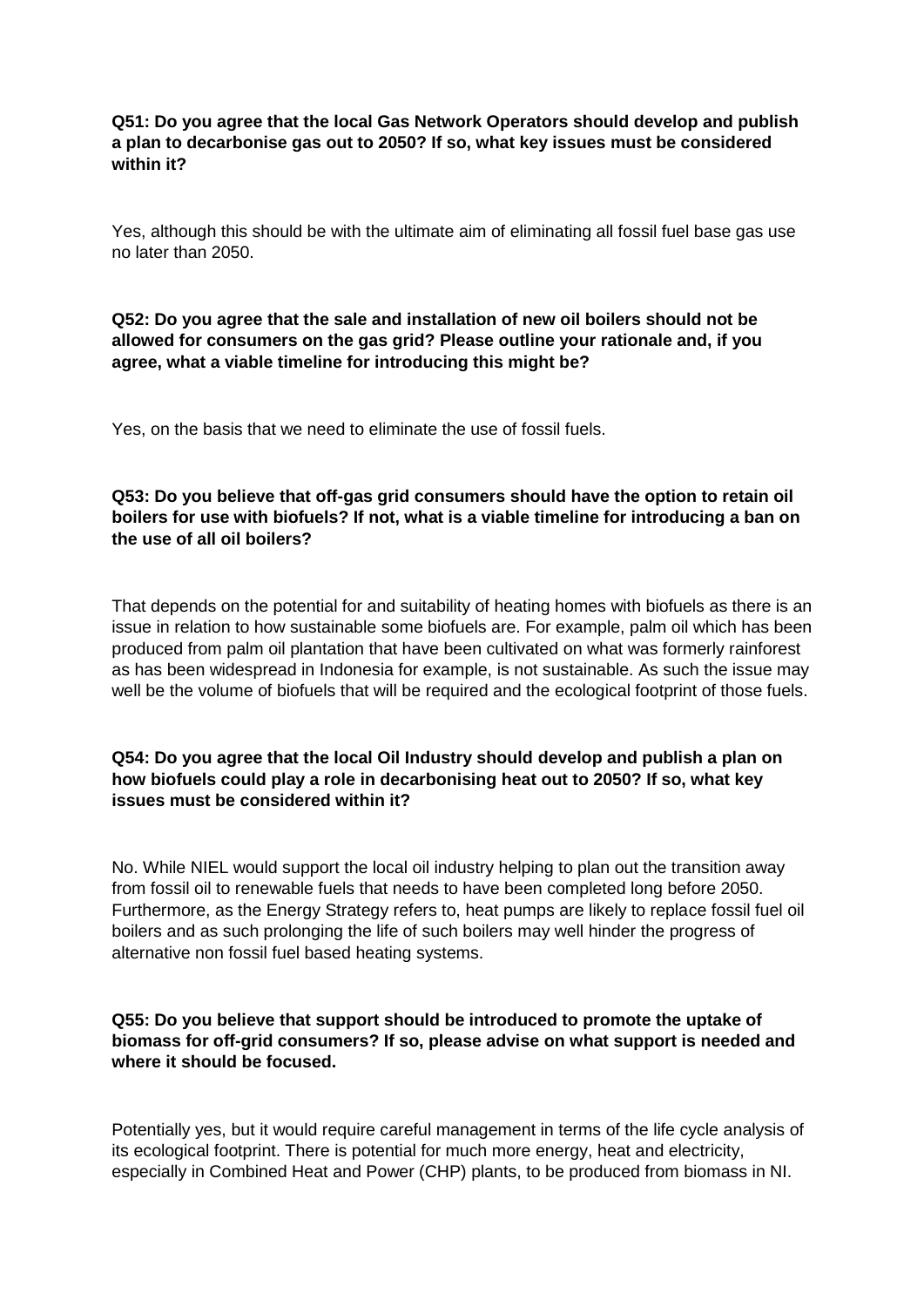**Q51: Do you agree that the local Gas Network Operators should develop and publish a plan to decarbonise gas out to 2050? If so, what key issues must be considered within it?**

Yes, although this should be with the ultimate aim of eliminating all fossil fuel base gas use no later than 2050.

**Q52: Do you agree that the sale and installation of new oil boilers should not be allowed for consumers on the gas grid? Please outline your rationale and, if you agree, what a viable timeline for introducing this might be?**

Yes, on the basis that we need to eliminate the use of fossil fuels.

**Q53: Do you believe that off-gas grid consumers should have the option to retain oil boilers for use with biofuels? If not, what is a viable timeline for introducing a ban on the use of all oil boilers?**

That depends on the potential for and suitability of heating homes with biofuels as there is an issue in relation to how sustainable some biofuels are. For example, palm oil which has been produced from palm oil plantation that have been cultivated on what was formerly rainforest as has been widespread in Indonesia for example, is not sustainable. As such the issue may well be the volume of biofuels that will be required and the ecological footprint of those fuels.

**Q54: Do you agree that the local Oil Industry should develop and publish a plan on how biofuels could play a role in decarbonising heat out to 2050? If so, what key issues must be considered within it?**

No. While NIEL would support the local oil industry helping to plan out the transition away from fossil oil to renewable fuels that needs to have been completed long before 2050. Furthermore, as the Energy Strategy refers to, heat pumps are likely to replace fossil fuel oil boilers and as such prolonging the life of such boilers may well hinder the progress of alternative non fossil fuel based heating systems.

**Q55: Do you believe that support should be introduced to promote the uptake of biomass for off-grid consumers? If so, please advise on what support is needed and where it should be focused.**

Potentially yes, but it would require careful management in terms of the life cycle analysis of its ecological footprint. There is potential for much more energy, heat and electricity, especially in Combined Heat and Power (CHP) plants, to be produced from biomass in NI.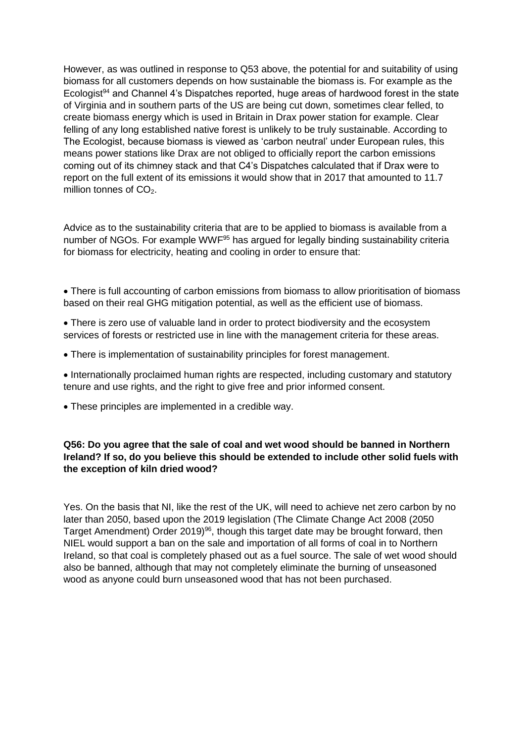However, as was outlined in response to Q53 above, the potential for and suitability of using biomass for all customers depends on how sustainable the biomass is. For example as the Ecologist[94] and Channel 4's Dispatches reported, huge areas of hardwood forest in the state of Virginia and in southern parts of the US are being cut down, sometimes clear felled, to create biomass energy which is used in Britain in Drax power station for example. Clear felling of any long established native forest is unlikely to be truly sustainable. According to The Ecologist, because biomass is viewed as 'carbon neutral' under European rules, this means power stations like Drax are not obliged to officially report the carbon emissions coming out of its chimney stack and that C4's Dispatches calculated that if Drax were to report on the full extent of its emissions it would show that in 2017 that amounted to 11.7 million tonnes of $CO_2$.

Advice as to the sustainability criteria that are to be applied to biomass is available from a number of NGOs. For example WWF[95] has argued for legally binding sustainability criteria for biomass for electricity, heating and cooling in order to ensure that:

- There is full accounting of carbon emissions from biomass to allow prioritisation of biomass based on their real GHG mitigation potential, as well as the efficient use of biomass.
- There is zero use of valuable land in order to protect biodiversity and the ecosystem services of forests or restricted use in line with the management criteria for these areas.
- There is implementation of sustainability principles for forest management.
- Internationally proclaimed human rights are respected, including customary and statutory tenure and use rights, and the right to give free and prior informed consent.
- These principles are implemented in a credible way.

**Q56: Do you agree that the sale of coal and wet wood should be banned in Northern Ireland? If so, do you believe this should be extended to include other solid fuels with the exception of kiln dried wood?**

Yes. On the basis that NI, like the rest of the UK, will need to achieve net zero carbon by no later than 2050, based upon the 2019 legislation (The Climate Change Act 2008 (2050 Target Amendment) Order 2019)[96], though this target date may be brought forward, then NIEL would support a ban on the sale and importation of all forms of coal in to Northern Ireland, so that coal is completely phased out as a fuel source. The sale of wet wood should also be banned, although that may not completely eliminate the burning of unseasoned wood as anyone could burn unseasoned wood that has not been purchased.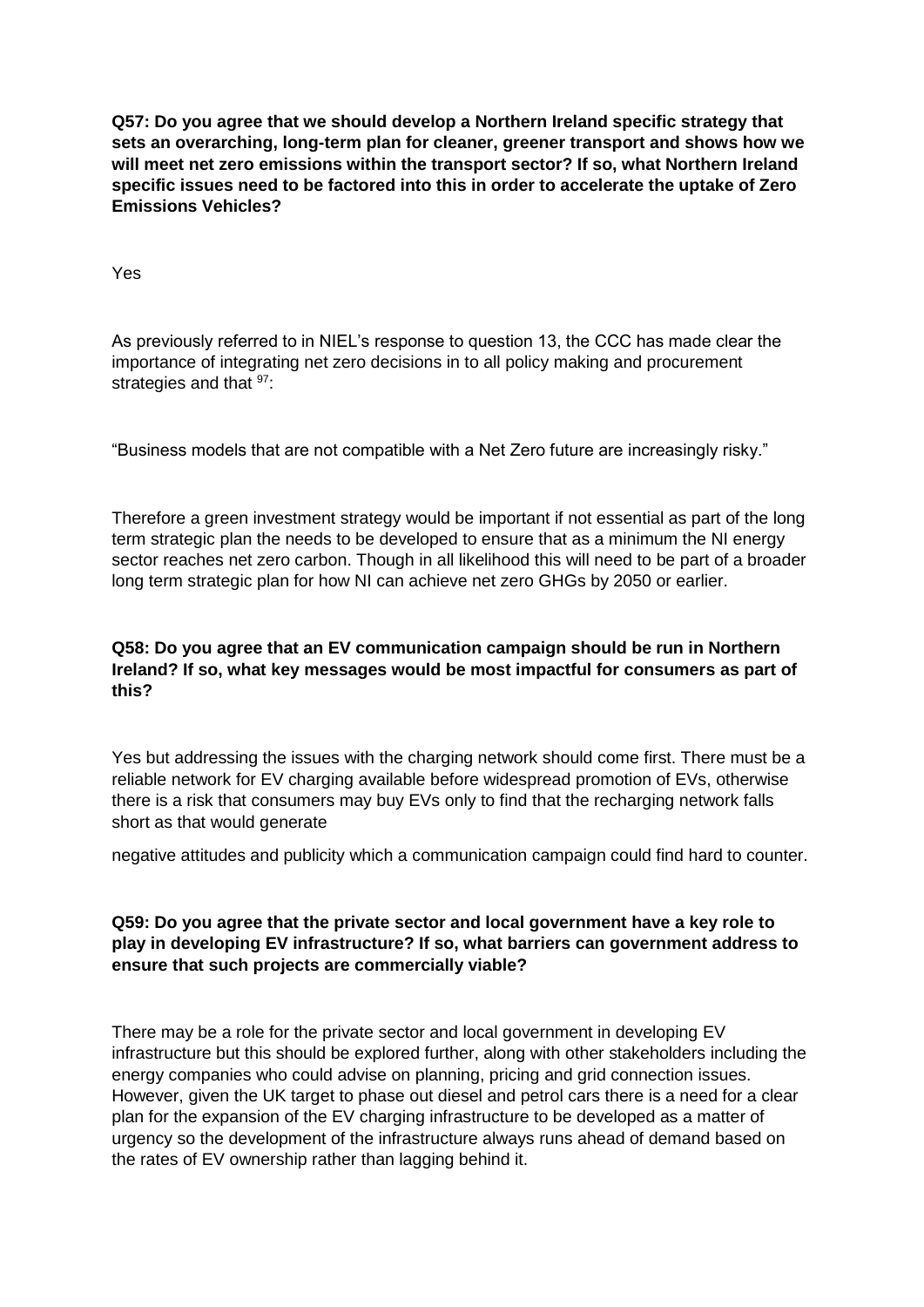**Q57: Do you agree that we should develop a Northern Ireland specific strategy that sets an overarching, long-term plan for cleaner, greener transport and shows how we will meet net zero emissions within the transport sector? If so, what Northern Ireland specific issues need to be factored into this in order to accelerate the uptake of Zero Emissions Vehicles?**

Yes

As previously referred to in NIEL's response to question 13, the CCC has made clear the importance of integrating net zero decisions in to all policy making and procurement strategies and that [97]:

"Business models that are not compatible with a Net Zero future are increasingly risky."

Therefore a green investment strategy would be important if not essential as part of the long term strategic plan the needs to be developed to ensure that as a minimum the NI energy sector reaches net zero carbon. Though in all likelihood this will need to be part of a broader long term strategic plan for how NI can achieve net zero GHGs by 2050 or earlier.

**Q58: Do you agree that an EV communication campaign should be run in Northern Ireland? If so, what key messages would be most impactful for consumers as part of this?**

Yes but addressing the issues with the charging network should come first. There must be a reliable network for EV charging available before widespread promotion of EVs, otherwise there is a risk that consumers may buy EVs only to find that the recharging network falls short as that would generate negative attitudes and publicity which a communication campaign could find hard to counter.

**Q59: Do you agree that the private sector and local government have a key role to play in developing EV infrastructure? If so, what barriers can government address to ensure that such projects are commercially viable?**

There may be a role for the private sector and local government in developing EV infrastructure but this should be explored further, along with other stakeholders including the energy companies who could advise on planning, pricing and grid connection issues. However, given the UK target to phase out diesel and petrol cars there is a need for a clear plan for the expansion of the EV charging infrastructure to be developed as a matter of urgency so the development of the infrastructure always runs ahead of demand based on the rates of EV ownership rather than lagging behind it.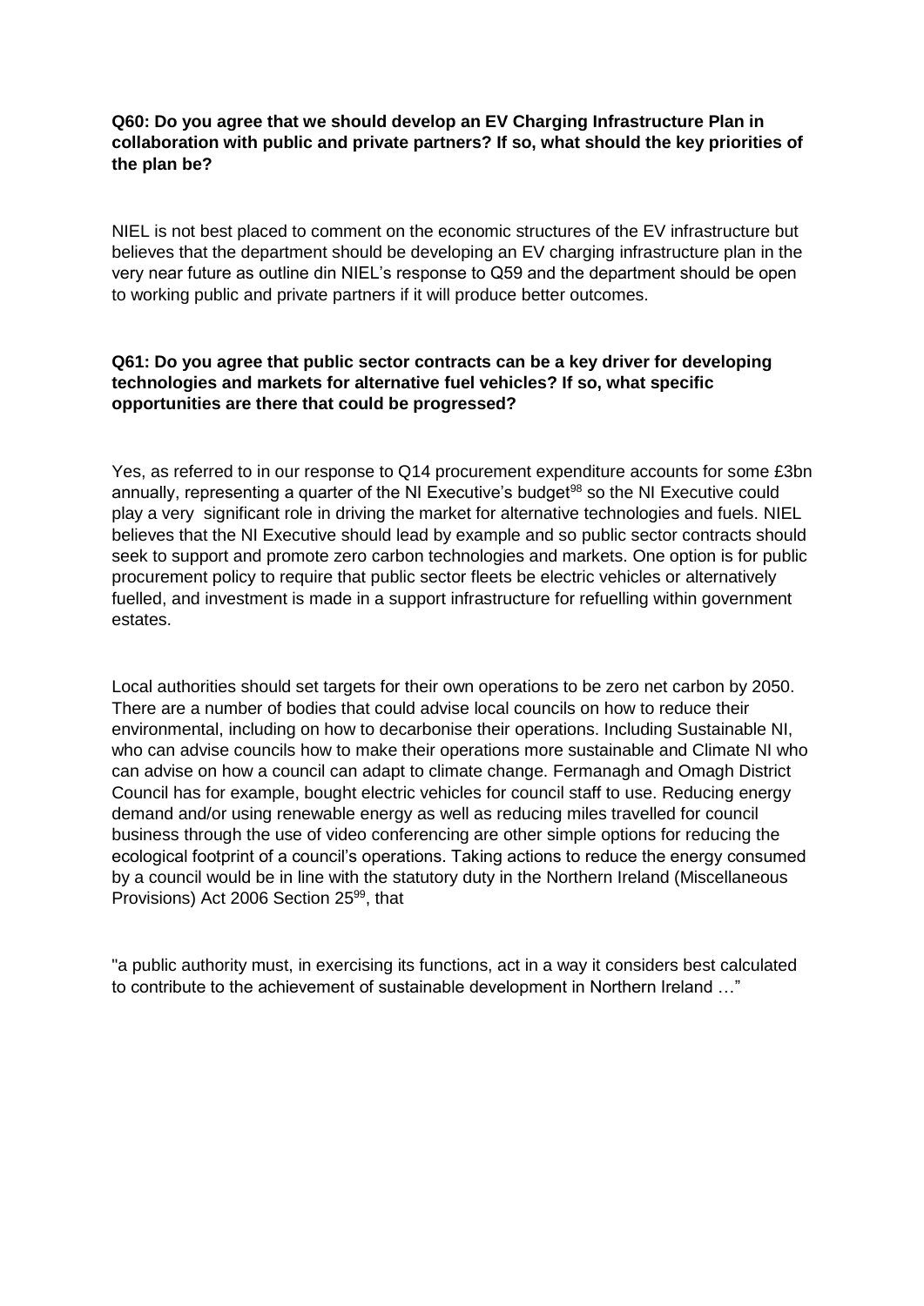**Q60: Do you agree that we should develop an EV Charging Infrastructure Plan in collaboration with public and private partners? If so, what should the key priorities of the plan be?**

NIEL is not best placed to comment on the economic structures of the EV infrastructure but believes that the department should be developing an EV charging infrastructure plan in the very near future as outline din NIEL's response to Q59 and the department should be open to working public and private partners if it will produce better outcomes.

**Q61: Do you agree that public sector contracts can be a key driver for developing technologies and markets for alternative fuel vehicles? If so, what specific opportunities are there that could be progressed?**

Yes, as referred to in our response to Q14 procurement expenditure accounts for some £3bn annually, representing a quarter of the NI Executive's budget[98] so the NI Executive could play a very significant role in driving the market for alternative technologies and fuels. NIEL believes that the NI Executive should lead by example and so public sector contracts should seek to support and promote zero carbon technologies and markets. One option is for public procurement policy to require that public sector fleets be electric vehicles or alternatively fuelled, and investment is made in a support infrastructure for refuelling within government estates.

Local authorities should set targets for their own operations to be zero net carbon by 2050. There are a number of bodies that could advise local councils on how to reduce their environmental, including on how to decarbonise their operations. Including Sustainable NI, who can advise councils how to make their operations more sustainable and Climate NI who can advise on how a council can adapt to climate change. Fermanagh and Omagh District Council has for example, bought electric vehicles for council staff to use. Reducing energy demand and/or using renewable energy as well as reducing miles travelled for council business through the use of video conferencing are other simple options for reducing the ecological footprint of a council's operations. Taking actions to reduce the energy consumed by a council would be in line with the statutory duty in the Northern Ireland (Miscellaneous Provisions) Act 2006 Section 25[99], that

"a public authority must, in exercising its functions, act in a way it considers best calculated to contribute to the achievement of sustainable development in Northern Ireland …"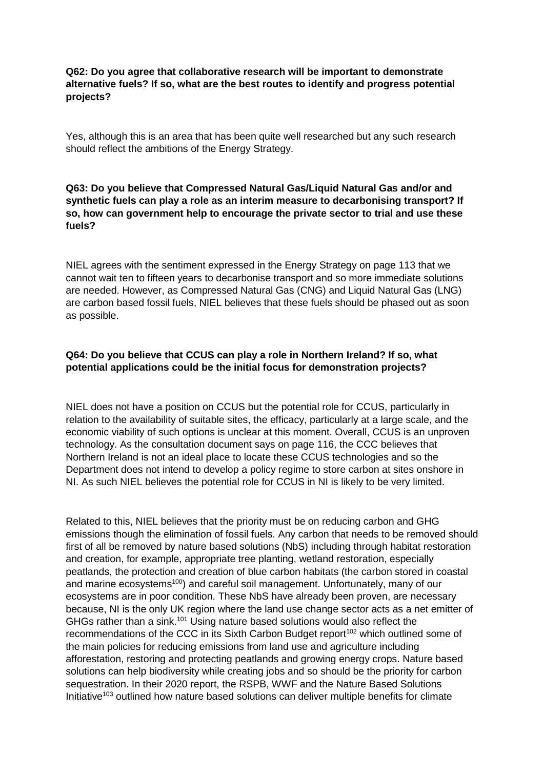**Q62: Do you agree that collaborative research will be important to demonstrate alternative fuels? If so, what are the best routes to identify and progress potential projects?**

Yes, although this is an area that has been quite well researched but any such research should reflect the ambitions of the Energy Strategy.

**Q63: Do you believe that Compressed Natural Gas/Liquid Natural Gas and/or and synthetic fuels can play a role as an interim measure to decarbonising transport? If so, how can government help to encourage the private sector to trial and use these fuels?**

NIEL agrees with the sentiment expressed in the Energy Strategy on page 113 that we cannot wait ten to fifteen years to decarbonise transport and so more immediate solutions are needed. However, as Compressed Natural Gas (CNG) and Liquid Natural Gas (LNG) are carbon based fossil fuels, NIEL believes that these fuels should be phased out as soon as possible.

**Q64: Do you believe that CCUS can play a role in Northern Ireland? If so, what potential applications could be the initial focus for demonstration projects?**

NIEL does not have a position on CCUS but the potential role for CCUS, particularly in relation to the availability of suitable sites, the efficacy, particularly at a large scale, and the economic viability of such options is unclear at this moment. Overall, CCUS is an unproven technology. As the consultation document says on page 116, the CCC believes that Northern Ireland is not an ideal place to locate these CCUS technologies and so the Department does not intend to develop a policy regime to store carbon at sites onshore in NI. As such NIEL believes the potential role for CCUS in NI is likely to be very limited.

Related to this, NIEL believes that the priority must be on reducing carbon and GHG emissions though the elimination of fossil fuels. Any carbon that needs to be removed should first of all be removed by nature based solutions (NbS) including through habitat restoration and creation, for example, appropriate tree planting, wetland restoration, especially peatlands, the protection and creation of blue carbon habitats (the carbon stored in coastal and marine ecosystems[100]) and careful soil management. Unfortunately, many of our ecosystems are in poor condition. These NbS have already been proven, are necessary because, NI is the only UK region where the land use change sector acts as a net emitter of GHGs rather than a sink.[101] Using nature based solutions would also reflect the recommendations of the CCC in its Sixth Carbon Budget report[102] which outlined some of the main policies for reducing emissions from land use and agriculture including afforestation, restoring and protecting peatlands and growing energy crops. Nature based solutions can help biodiversity while creating jobs and so should be the priority for carbon sequestration. In their 2020 report, the RSPB, WWF and the Nature Based Solutions Initiative[103] outlined how nature based solutions can deliver multiple benefits for climate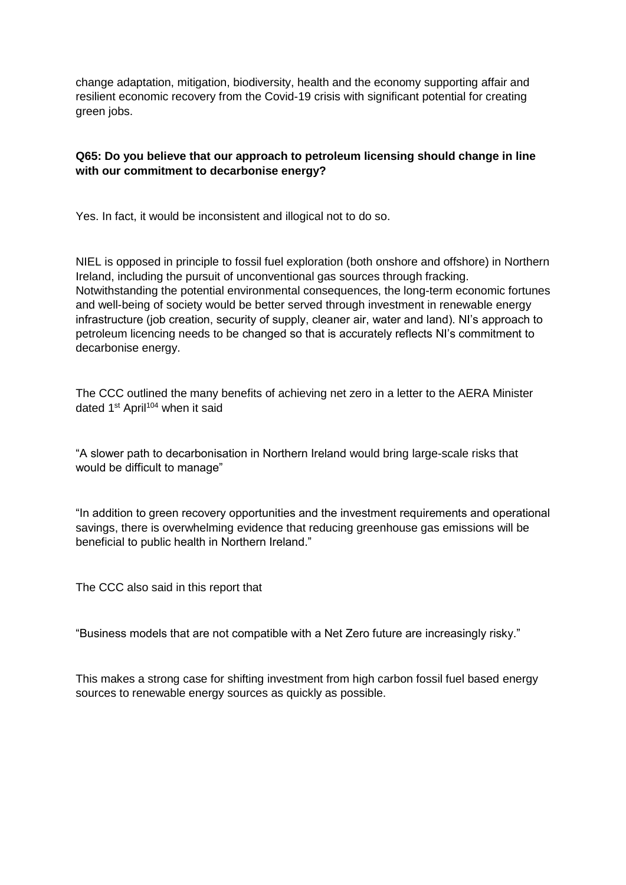change adaptation, mitigation, biodiversity, health and the economy supporting affair and resilient economic recovery from the Covid-19 crisis with significant potential for creating green jobs.

**Q65: Do you believe that our approach to petroleum licensing should change in line with our commitment to decarbonise energy?**

Yes. In fact, it would be inconsistent and illogical not to do so.

NIEL is opposed in principle to fossil fuel exploration (both onshore and offshore) in Northern Ireland, including the pursuit of unconventional gas sources through fracking. Notwithstanding the potential environmental consequences, the long-term economic fortunes and well-being of society would be better served through investment in renewable energy infrastructure (job creation, security of supply, cleaner air, water and land). NI's approach to petroleum licencing needs to be changed so that is accurately reflects NI's commitment to decarbonise energy.

The CCC outlined the many benefits of achieving net zero in a letter to the AERA Minister dated 1st April[104] when it said

"A slower path to decarbonisation in Northern Ireland would bring large-scale risks that would be difficult to manage"

"In addition to green recovery opportunities and the investment requirements and operational savings, there is overwhelming evidence that reducing greenhouse gas emissions will be beneficial to public health in Northern Ireland."

The CCC also said in this report that

"Business models that are not compatible with a Net Zero future are increasingly risky."

This makes a strong case for shifting investment from high carbon fossil fuel based energy sources to renewable energy sources as quickly as possible.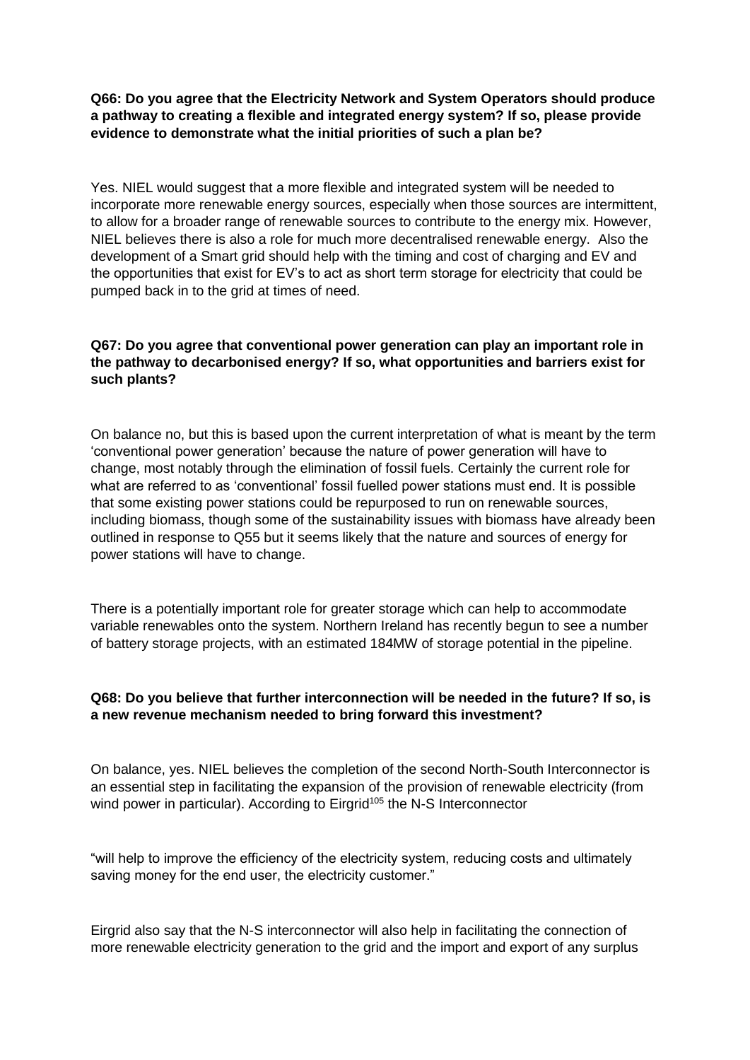**Q66: Do you agree that the Electricity Network and System Operators should produce a pathway to creating a flexible and integrated energy system? If so, please provide evidence to demonstrate what the initial priorities of such a plan be?**

Yes. NIEL would suggest that a more flexible and integrated system will be needed to incorporate more renewable energy sources, especially when those sources are intermittent, to allow for a broader range of renewable sources to contribute to the energy mix. However, NIEL believes there is also a role for much more decentralised renewable energy. Also the development of a Smart grid should help with the timing and cost of charging and EV and the opportunities that exist for EV's to act as short term storage for electricity that could be pumped back in to the grid at times of need.

**Q67: Do you agree that conventional power generation can play an important role in the pathway to decarbonised energy? If so, what opportunities and barriers exist for such plants?**

On balance no, but this is based upon the current interpretation of what is meant by the term 'conventional power generation' because the nature of power generation will have to change, most notably through the elimination of fossil fuels. Certainly the current role for what are referred to as 'conventional' fossil fuelled power stations must end. It is possible that some existing power stations could be repurposed to run on renewable sources, including biomass, though some of the sustainability issues with biomass have already been outlined in response to Q55 but it seems likely that the nature and sources of energy for power stations will have to change.

There is a potentially important role for greater storage which can help to accommodate variable renewables onto the system. Northern Ireland has recently begun to see a number of battery storage projects, with an estimated 184MW of storage potential in the pipeline.

**Q68: Do you believe that further interconnection will be needed in the future? If so, is a new revenue mechanism needed to bring forward this investment?**

On balance, yes. NIEL believes the completion of the second North-South Interconnector is an essential step in facilitating the expansion of the provision of renewable electricity (from wind power in particular). According to Eirgrid[105] the N-S Interconnector

"will help to improve the efficiency of the electricity system, reducing costs and ultimately saving money for the end user, the electricity customer."

Eirgrid also say that the N-S interconnector will also help in facilitating the connection of more renewable electricity generation to the grid and the import and export of any surplus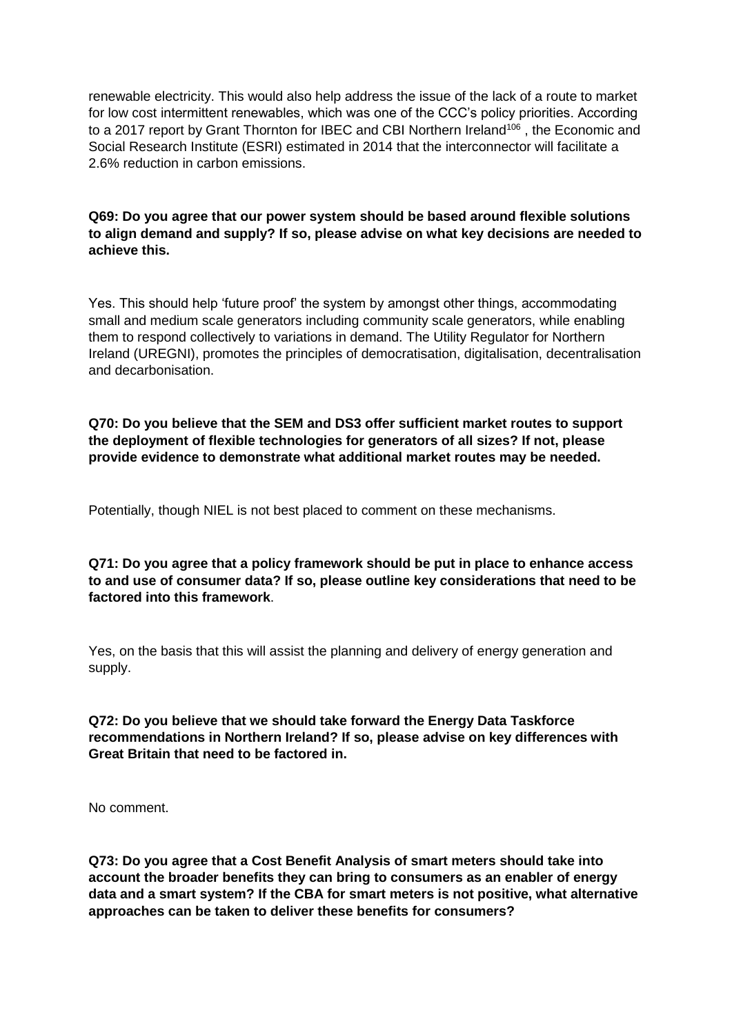renewable electricity. This would also help address the issue of the lack of a route to market for low cost intermittent renewables, which was one of the CCC's policy priorities. According to a 2017 report by Grant Thornton for IBEC and CBI Northern Ireland[106] , the Economic and Social Research Institute (ESRI) estimated in 2014 that the interconnector will facilitate a 2.6% reduction in carbon emissions.

**Q69: Do you agree that our power system should be based around flexible solutions to align demand and supply? If so, please advise on what key decisions are needed to achieve this.**

Yes. This should help 'future proof' the system by amongst other things, accommodating small and medium scale generators including community scale generators, while enabling them to respond collectively to variations in demand. The Utility Regulator for Northern Ireland (UREGNI), promotes the principles of democratisation, digitalisation, decentralisation and decarbonisation.

**Q70: Do you believe that the SEM and DS3 offer sufficient market routes to support the deployment of flexible technologies for generators of all sizes? If not, please provide evidence to demonstrate what additional market routes may be needed.**

Potentially, though NIEL is not best placed to comment on these mechanisms.

**Q71: Do you agree that a policy framework should be put in place to enhance access to and use of consumer data? If so, please outline key considerations that need to be factored into this framework**.

Yes, on the basis that this will assist the planning and delivery of energy generation and supply.

**Q72: Do you believe that we should take forward the Energy Data Taskforce recommendations in Northern Ireland? If so, please advise on key differences with Great Britain that need to be factored in.**

No comment.

**Q73: Do you agree that a Cost Benefit Analysis of smart meters should take into account the broader benefits they can bring to consumers as an enabler of energy data and a smart system? If the CBA for smart meters is not positive, what alternative approaches can be taken to deliver these benefits for consumers?**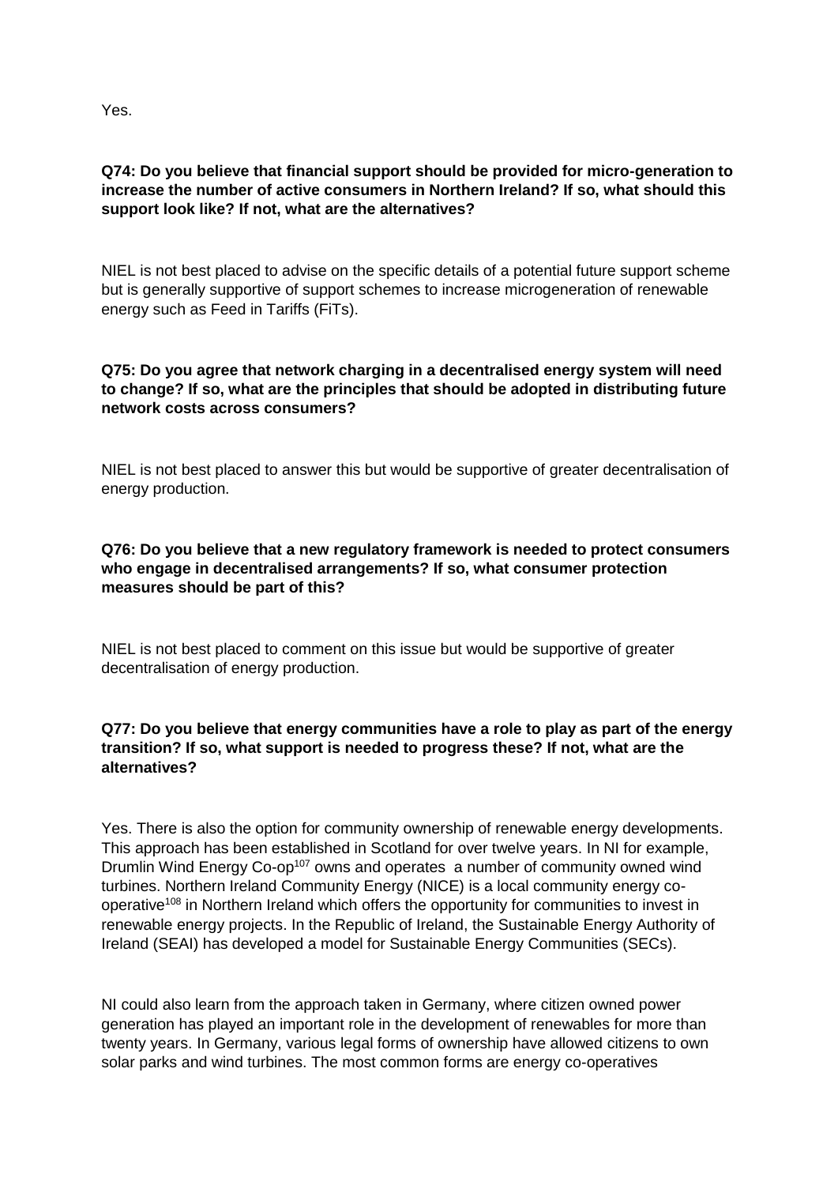Yes.

**Q74: Do you believe that financial support should be provided for micro-generation to increase the number of active consumers in Northern Ireland? If so, what should this support look like? If not, what are the alternatives?**

NIEL is not best placed to advise on the specific details of a potential future support scheme but is generally supportive of support schemes to increase microgeneration of renewable energy such as Feed in Tariffs (FiTs).

**Q75: Do you agree that network charging in a decentralised energy system will need to change? If so, what are the principles that should be adopted in distributing future network costs across consumers?**

NIEL is not best placed to answer this but would be supportive of greater decentralisation of energy production.

**Q76: Do you believe that a new regulatory framework is needed to protect consumers who engage in decentralised arrangements? If so, what consumer protection measures should be part of this?**

NIEL is not best placed to comment on this issue but would be supportive of greater decentralisation of energy production.

**Q77: Do you believe that energy communities have a role to play as part of the energy transition? If so, what support is needed to progress these? If not, what are the alternatives?**

Yes. There is also the option for community ownership of renewable energy developments. This approach has been established in Scotland for over twelve years. In NI for example, Drumlin Wind Energy Co-op[107] owns and operates a number of community owned wind turbines. Northern Ireland Community Energy (NICE) is a local community energy co-operative[108] in Northern Ireland which offers the opportunity for communities to invest in renewable energy projects. In the Republic of Ireland, the Sustainable Energy Authority of Ireland (SEAI) has developed a model for Sustainable Energy Communities (SECs).

NI could also learn from the approach taken in Germany, where citizen owned power generation has played an important role in the development of renewables for more than twenty years. In Germany, various legal forms of ownership have allowed citizens to own solar parks and wind turbines. The most common forms are energy co-operatives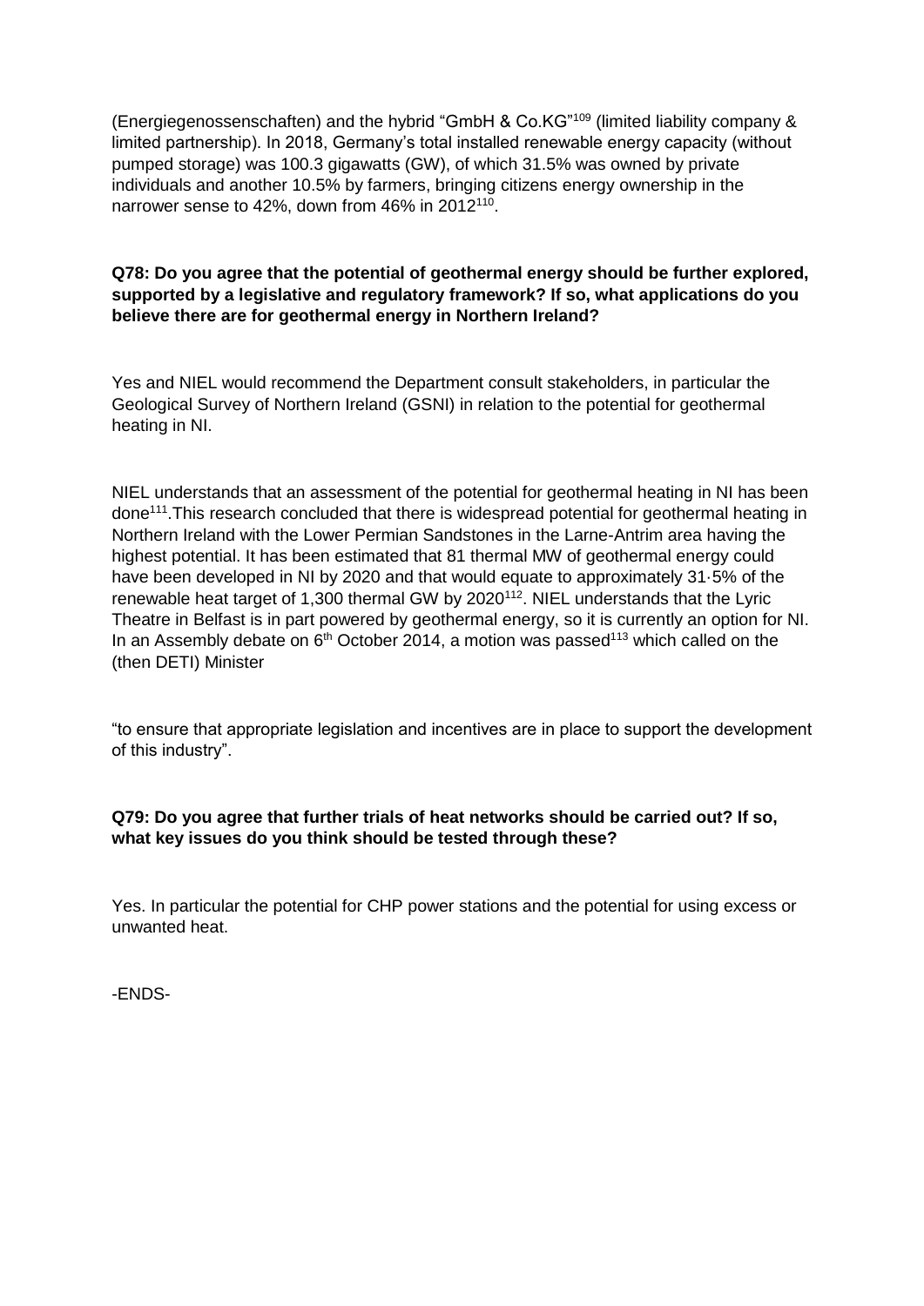(Energiegenossenschaften) and the hybrid "GmbH & Co.KG"[109] (limited liability company & limited partnership). In 2018, Germany's total installed renewable energy capacity (without pumped storage) was 100.3 gigawatts (GW), of which 31.5% was owned by private individuals and another 10.5% by farmers, bringing citizens energy ownership in the narrower sense to 42%, down from 46% in 2012[110].

**Q78: Do you agree that the potential of geothermal energy should be further explored, supported by a legislative and regulatory framework? If so, what applications do you believe there are for geothermal energy in Northern Ireland?**

Yes and NIEL would recommend the Department consult stakeholders, in particular the Geological Survey of Northern Ireland (GSNI) in relation to the potential for geothermal heating in NI.

NIEL understands that an assessment of the potential for geothermal heating in NI has been done[111].This research concluded that there is widespread potential for geothermal heating in Northern Ireland with the Lower Permian Sandstones in the Larne-Antrim area having the highest potential. It has been estimated that 81 thermal MW of geothermal energy could have been developed in NI by 2020 and that would equate to approximately 31·5% of the renewable heat target of 1,300 thermal GW by 2020[112]. NIEL understands that the Lyric Theatre in Belfast is in part powered by geothermal energy, so it is currently an option for NI. In an Assembly debate on 6th October 2014, a motion was passed[113] which called on the (then DETI) Minister

"to ensure that appropriate legislation and incentives are in place to support the development of this industry".

**Q79: Do you agree that further trials of heat networks should be carried out? If so, what key issues do you think should be tested through these?**

Yes. In particular the potential for CHP power stations and the potential for using excess or unwanted heat.

-ENDS-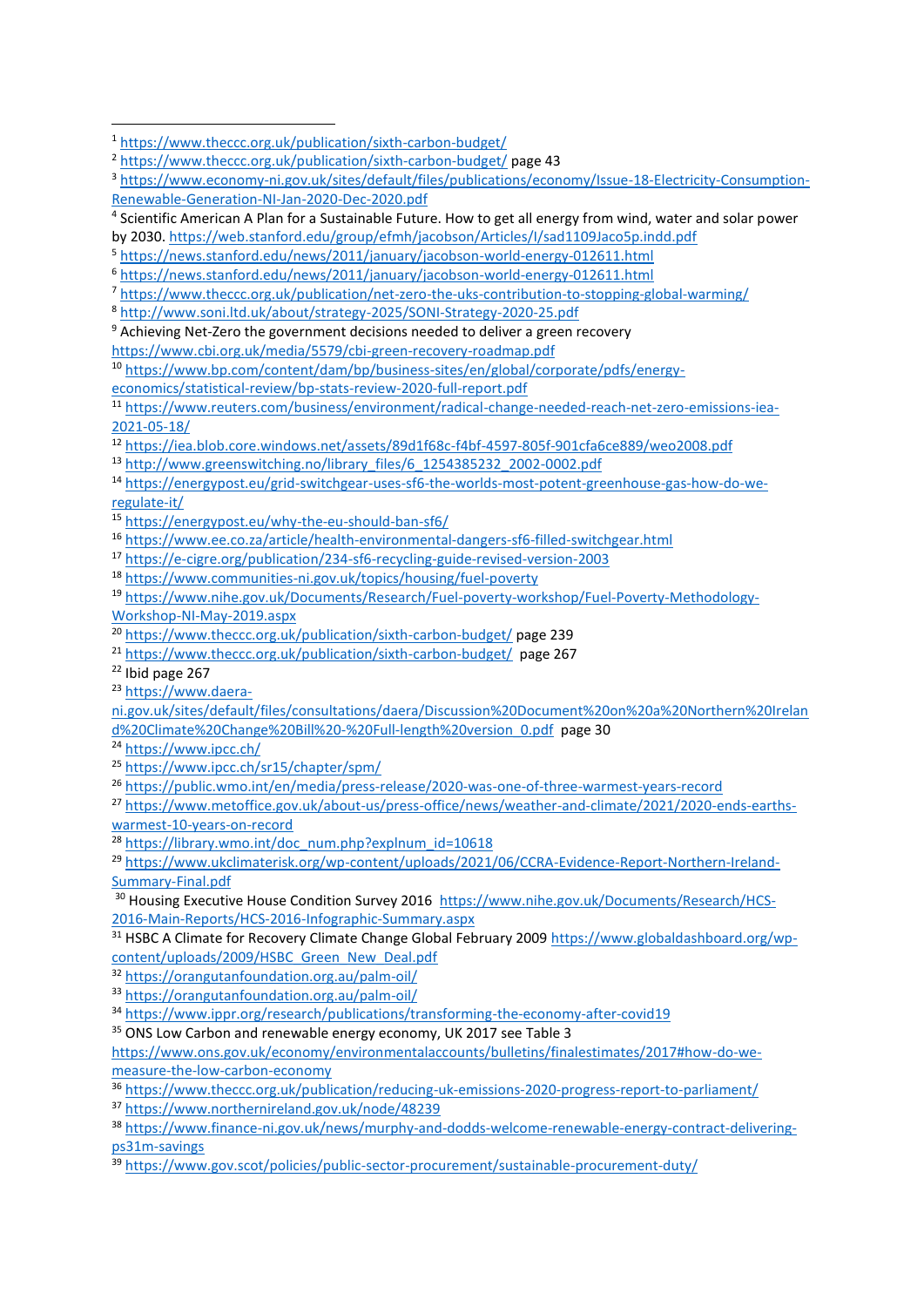[1] https://www.theccc.org.uk/publication/sixth-carbon-budget/

[2] https://www.theccc.org.uk/publication/sixth-carbon-budget/ page 43

[3] https://www.economy-ni.gov.uk/sites/default/files/publications/economy/Issue-18-Electricity-Consumption-Renewable-Generation-NI-Jan-2020-Dec-2020.pdf

[4] Scientific American A Plan for a Sustainable Future. How to get all energy from wind, water and solar power by 2030. https://web.stanford.edu/group/efmh/jacobson/Articles/I/sad1109Jaco5p.indd.pdf

[5] https://news.stanford.edu/news/2011/january/jacobson-world-energy-012611.html

[6] https://news.stanford.edu/news/2011/january/jacobson-world-energy-012611.html

[7] https://www.theccc.org.uk/publication/net-zero-the-uks-contribution-to-stopping-global-warming/

[8] http://www.soni.ltd.uk/about/strategy-2025/SONI-Strategy-2020-25.pdf

[9] Achieving Net-Zero the government decisions needed to deliver a green recovery https://www.cbi.org.uk/media/5579/cbi-green-recovery-roadmap.pdf

[10] https://www.bp.com/content/dam/bp/business-sites/en/global/corporate/pdfs/energy-economics/statistical-review/bp-stats-review-2020-full-report.pdf

[11] https://www.reuters.com/business/environment/radical-change-needed-reach-net-zero-emissions-iea-2021-05-18/

[12] https://iea.blob.core.windows.net/assets/89d1f68c-f4bf-4597-805f-901cfa6ce889/weo2008.pdf

[13] http://www.greenswitching.no/library_files/6_1254385232_2002-0002.pdf

[14] https://energypost.eu/grid-switchgear-uses-sf6-the-worlds-most-potent-greenhouse-gas-how-do-we-regulate-it/

[15] https://energypost.eu/why-the-eu-should-ban-sf6/

[16] https://www.ee.co.za/article/health-environmental-dangers-sf6-filled-switchgear.html

[17] https://e-cigre.org/publication/234-sf6-recycling-guide-revised-version-2003

[18] https://www.communities-ni.gov.uk/topics/housing/fuel-poverty

[19] https://www.nihe.gov.uk/Documents/Research/Fuel-poverty-workshop/Fuel-Poverty-Methodology-Workshop-NI-May-2019.aspx

[20] https://www.theccc.org.uk/publication/sixth-carbon-budget/ page 239

[21] https://www.theccc.org.uk/publication/sixth-carbon-budget/ page 267

[22] Ibid page 267

[23] https://www.daera-ni.gov.uk/sites/default/files/consultations/daera/Discussion%20Document%20on%20a%20Northern%20Ireland%20Climate%20Change%20Bill%20-%20Full-length%20version_0.pdf page 30

[24] https://www.ipcc.ch/

[25] https://www.ipcc.ch/sr15/chapter/spm/

[26] https://public.wmo.int/en/media/press-release/2020-was-one-of-three-warmest-years-record

[27] https://www.metoffice.gov.uk/about-us/press-office/news/weather-and-climate/2021/2020-ends-earths-warmest-10-years-on-record

[28] https://library.wmo.int/doc_num.php?explnum_id=10618

[29] https://www.ukclimaterisk.org/wp-content/uploads/2021/06/CCRA-Evidence-Report-Northern-Ireland-Summary-Final.pdf

[30] Housing Executive House Condition Survey 2016 https://www.nihe.gov.uk/Documents/Research/HCS-2016-Main-Reports/HCS-2016-Infographic-Summary.aspx

[31] HSBC A Climate for Recovery Climate Change Global February 2009 https://www.globaldashboard.org/wp-content/uploads/2009/HSBC_Green_New_Deal.pdf

[32] https://orangutanfoundation.org.au/palm-oil/

[33] https://orangutanfoundation.org.au/palm-oil/

[34] https://www.ippr.org/research/publications/transforming-the-economy-after-covid19

[35] ONS Low Carbon and renewable energy economy, UK 2017 see Table 3 https://www.ons.gov.uk/economy/environmentalaccounts/bulletins/finalestimates/2017#how-do-we-measure-the-low-carbon-economy

[36] https://www.theccc.org.uk/publication/reducing-uk-emissions-2020-progress-report-to-parliament/

[37] https://www.northernireland.gov.uk/node/48239

[38] https://www.finance-ni.gov.uk/news/murphy-and-dodds-welcome-renewable-energy-contract-delivering-ps31m-savings

[39] https://www.gov.scot/policies/public-sector-procurement/sustainable-procurement-duty/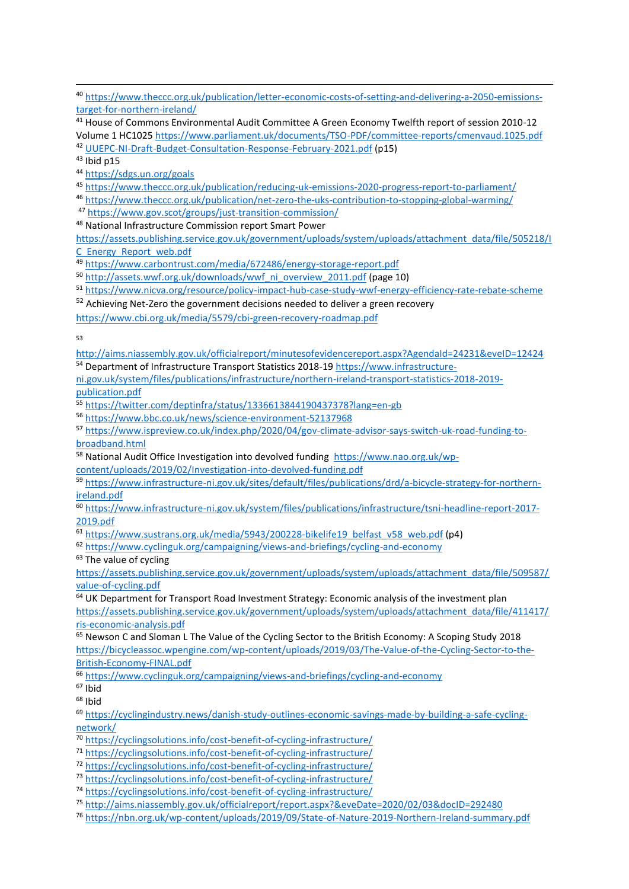[40] https://www.theccc.org.uk/publication/letter-economic-costs-of-setting-and-delivering-a-2050-emissions-target-for-northern-ireland/

[41] House of Commons Environmental Audit Committee A Green Economy Twelfth report of session 2010-12 Volume 1 HC1025 https://www.parliament.uk/documents/TSO-PDF/committee-reports/cmenvaud.1025.pdf

[42] UUEPC-NI-Draft-Budget-Consultation-Response-February-2021.pdf (p15)

[43] Ibid p15

[44] https://sdgs.un.org/goals

[45] https://www.theccc.org.uk/publication/reducing-uk-emissions-2020-progress-report-to-parliament/

[46] https://www.theccc.org.uk/publication/net-zero-the-uks-contribution-to-stopping-global-warming/

[47] https://www.gov.scot/groups/just-transition-commission/

[48] National Infrastructure Commission report Smart Power https://assets.publishing.service.gov.uk/government/uploads/system/uploads/attachment_data/file/505218/IC_Energy_Report_web.pdf

[49] https://www.carbontrust.com/media/672486/energy-storage-report.pdf

[50] http://assets.wwf.org.uk/downloads/wwf_ni_overview_2011.pdf (page 10)

[51] https://www.nicva.org/resource/policy-impact-hub-case-study-wwf-energy-efficiency-rate-rebate-scheme

[52] Achieving Net-Zero the government decisions needed to deliver a green recovery https://www.cbi.org.uk/media/5579/cbi-green-recovery-roadmap.pdf

[53] http://aims.niassembly.gov.uk/officialreport/minutesofevidencereport.aspx?AgendaId=24231&eveID=12424

[54] Department of Infrastructure Transport Statistics 2018-19 https://www.infrastructure-ni.gov.uk/system/files/publications/infrastructure/northern-ireland-transport-statistics-2018-2019-publication.pdf

[55] https://twitter.com/deptinfra/status/1336613844190437378?lang=en-gb

[56] https://www.bbc.co.uk/news/science-environment-52137968

[57] https://www.ispreview.co.uk/index.php/2020/04/gov-climate-advisor-says-switch-uk-road-funding-to-broadband.html

[58] National Audit Office Investigation into devolved funding https://www.nao.org.uk/wp-content/uploads/2019/02/Investigation-into-devolved-funding.pdf

[59] https://www.infrastructure-ni.gov.uk/sites/default/files/publications/drd/a-bicycle-strategy-for-northern-ireland.pdf

[60] https://www.infrastructure-ni.gov.uk/system/files/publications/infrastructure/tsni-headline-report-2017-2019.pdf

[61] https://www.sustrans.org.uk/media/5943/200228-bikelife19_belfast_v58_web.pdf (p4)

[62] https://www.cyclinguk.org/campaigning/views-and-briefings/cycling-and-economy

[63] The value of cycling https://assets.publishing.service.gov.uk/government/uploads/system/uploads/attachment_data/file/509587/value-of-cycling.pdf

[64] UK Department for Transport Road Investment Strategy: Economic analysis of the investment plan https://assets.publishing.service.gov.uk/government/uploads/system/uploads/attachment_data/file/411417/ris-economic-analysis.pdf

[65] Newson C and Sloman L The Value of the Cycling Sector to the British Economy: A Scoping Study 2018 https://bicycleassoc.wpengine.com/wp-content/uploads/2019/03/The-Value-of-the-Cycling-Sector-to-the-British-Economy-FINAL.pdf

[66] https://www.cyclinguk.org/campaigning/views-and-briefings/cycling-and-economy

[67] Ibid

[68] Ibid

[69] https://cyclingindustry.news/danish-study-outlines-economic-savings-made-by-building-a-safe-cycling-network/

[70] https://cyclingsolutions.info/cost-benefit-of-cycling-infrastructure/

[71] https://cyclingsolutions.info/cost-benefit-of-cycling-infrastructure/

[72] https://cyclingsolutions.info/cost-benefit-of-cycling-infrastructure/

[73] https://cyclingsolutions.info/cost-benefit-of-cycling-infrastructure/

[74] https://cyclingsolutions.info/cost-benefit-of-cycling-infrastructure/

[75] http://aims.niassembly.gov.uk/officialreport/report.aspx?&eveDate=2020/02/03&docID=292480

[76] https://nbn.org.uk/wp-content/uploads/2019/09/State-of-Nature-2019-Northern-Ireland-summary.pdf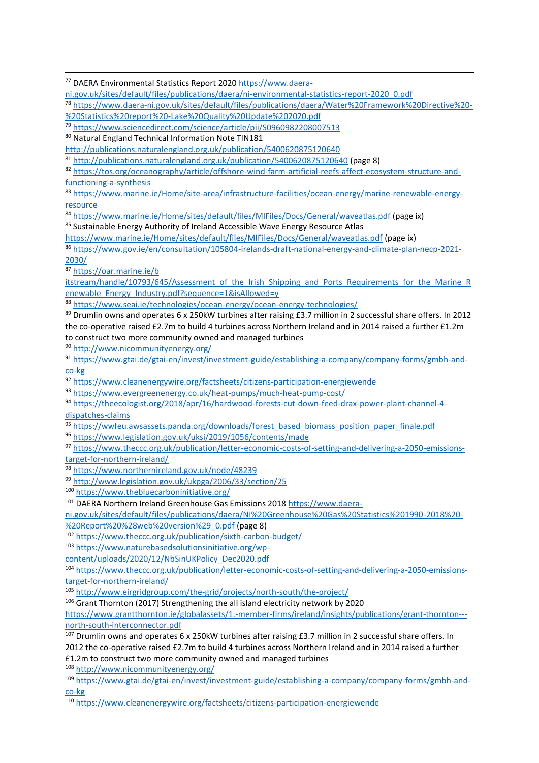[77] DAERA Environmental Statistics Report 2020 https://www.daera-ni.gov.uk/sites/default/files/publications/daera/ni-environmental-statistics-report-2020_0.pdf

[78] https://www.daera-ni.gov.uk/sites/default/files/publications/daera/Water%20Framework%20Directive%20-%20Statistics%20report%20-Lake%20Quality%20Update%202020.pdf

[79] https://www.sciencedirect.com/science/article/pii/S0960982208007513

[80] Natural England Technical Information Note TIN181 http://publications.naturalengland.org.uk/publication/5400620875120640

[81] http://publications.naturalengland.org.uk/publication/5400620875120640 (page 8)

[82] https://tos.org/oceanography/article/offshore-wind-farm-artificial-reefs-affect-ecosystem-structure-and-functioning-a-synthesis

[83] https://www.marine.ie/Home/site-area/infrastructure-facilities/ocean-energy/marine-renewable-energy-resource

[84] https://www.marine.ie/Home/sites/default/files/MIFiles/Docs/General/waveatlas.pdf (page ix)

[85] Sustainable Energy Authority of Ireland Accessible Wave Energy Resource Atlas https://www.marine.ie/Home/sites/default/files/MIFiles/Docs/General/waveatlas.pdf (page ix)

[86] https://www.gov.ie/en/consultation/105804-irelands-draft-national-energy-and-climate-plan-necp-2021-2030/

[87] https://oar.marine.ie/bitstream/handle/10793/645/Assessment_of_the_Irish_Shipping_and_Ports_Requirements_for_the_Marine_Renewable_Energy_Industry.pdf?sequence=1&isAllowed=y

[88] https://www.seai.ie/technologies/ocean-energy/ocean-energy-technologies/

[89] Drumlin owns and operates 6 x 250kW turbines after raising £3.7 million in 2 successful share offers. In 2012 the co-operative raised £2.7m to build 4 turbines across Northern Ireland and in 2014 raised a further £1.2m to construct two more community owned and managed turbines

[90] http://www.nicommunityenergy.org/

[91] https://www.gtai.de/gtai-en/invest/investment-guide/establishing-a-company/company-forms/gmbh-and-co-kg

[92] https://www.cleanenergywire.org/factsheets/citizens-participation-energiewende

[93] https://www.evergreenenergy.co.uk/heat-pumps/much-heat-pump-cost/

[94] https://theecologist.org/2018/apr/16/hardwood-forests-cut-down-feed-drax-power-plant-channel-4-dispatches-claims

[95] https://wwfeu.awsassets.panda.org/downloads/forest_based_biomass_position_paper_finale.pdf

[96] https://www.legislation.gov.uk/uksi/2019/1056/contents/made

[97] https://www.theccc.org.uk/publication/letter-economic-costs-of-setting-and-delivering-a-2050-emissions-target-for-northern-ireland/

[98] https://www.northernireland.gov.uk/node/48239

[99] http://www.legislation.gov.uk/ukpga/2006/33/section/25

[100] https://www.thebluecarboninitiative.org/

[101] DAERA Northern Ireland Greenhouse Gas Emissions 2018 https://www.daera-ni.gov.uk/sites/default/files/publications/daera/NI%20Greenhouse%20Gas%20Statistics%201990-2018%20-%20Report%20%28web%20version%29_0.pdf (page 8)

[102] https://www.theccc.org.uk/publication/sixth-carbon-budget/

[103] https://www.naturebasedsolutionsinitiative.org/wp-content/uploads/2020/12/NbSinUKPolicy_Dec2020.pdf

[104] https://www.theccc.org.uk/publication/letter-economic-costs-of-setting-and-delivering-a-2050-emissions-target-for-northern-ireland/

[105] http://www.eirgridgroup.com/the-grid/projects/north-south/the-project/

[106] Grant Thornton (2017) Strengthening the all island electricity network by 2020 https://www.grantthornton.ie/globalassets/1.-member-firms/ireland/insights/publications/grant-thornton---north-south-interconnector.pdf

[107] Drumlin owns and operates 6 x 250kW turbines after raising £3.7 million in 2 successful share offers. In 2012 the co-operative raised £2.7m to build 4 turbines across Northern Ireland and in 2014 raised a further £1.2m to construct two more community owned and managed turbines

[108] http://www.nicommunityenergy.org/

[109] https://www.gtai.de/gtai-en/invest/investment-guide/establishing-a-company/company-forms/gmbh-and-co-kg

[110] https://www.cleanenergywire.org/factsheets/citizens-participation-energiewende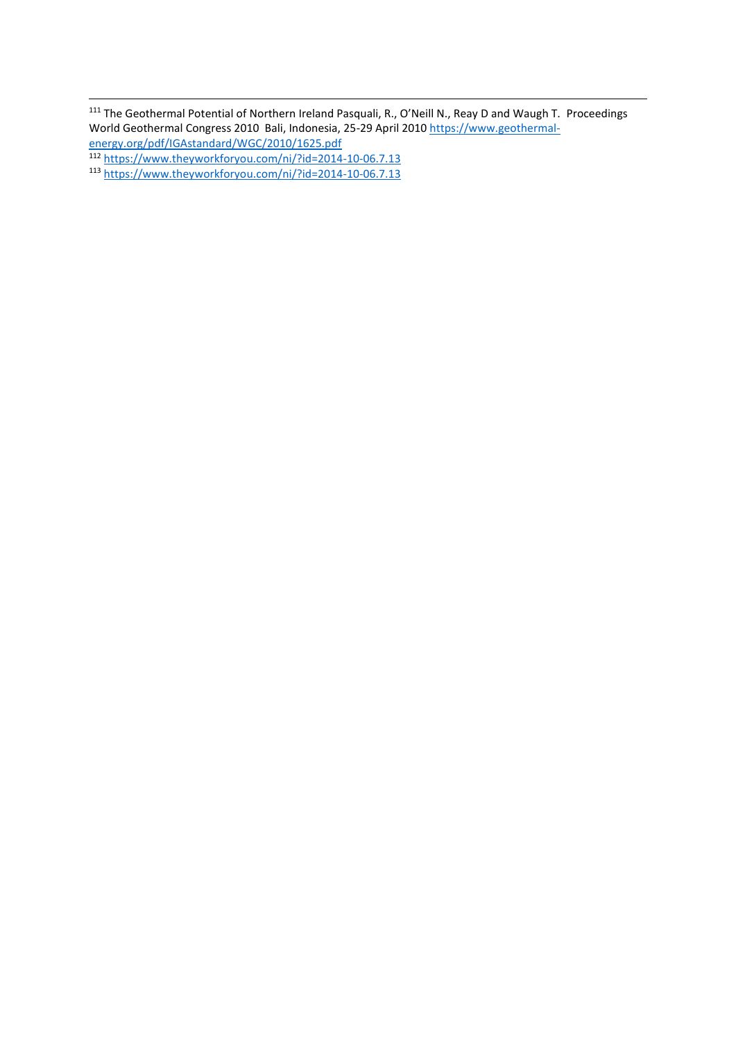[111] The Geothermal Potential of Northern Ireland Pasquali, R., O'Neill N., Reay D and Waugh T. Proceedings World Geothermal Congress 2010 Bali, Indonesia, 25-29 April 2010 https://www.geothermal-energy.org/pdf/IGAstandard/WGC/2010/1625.pdf

[112] https://www.theyworkforyou.com/ni/?id=2014-10-06.7.13

[113] https://www.theyworkforyou.com/ni/?id=2014-10-06.7.13